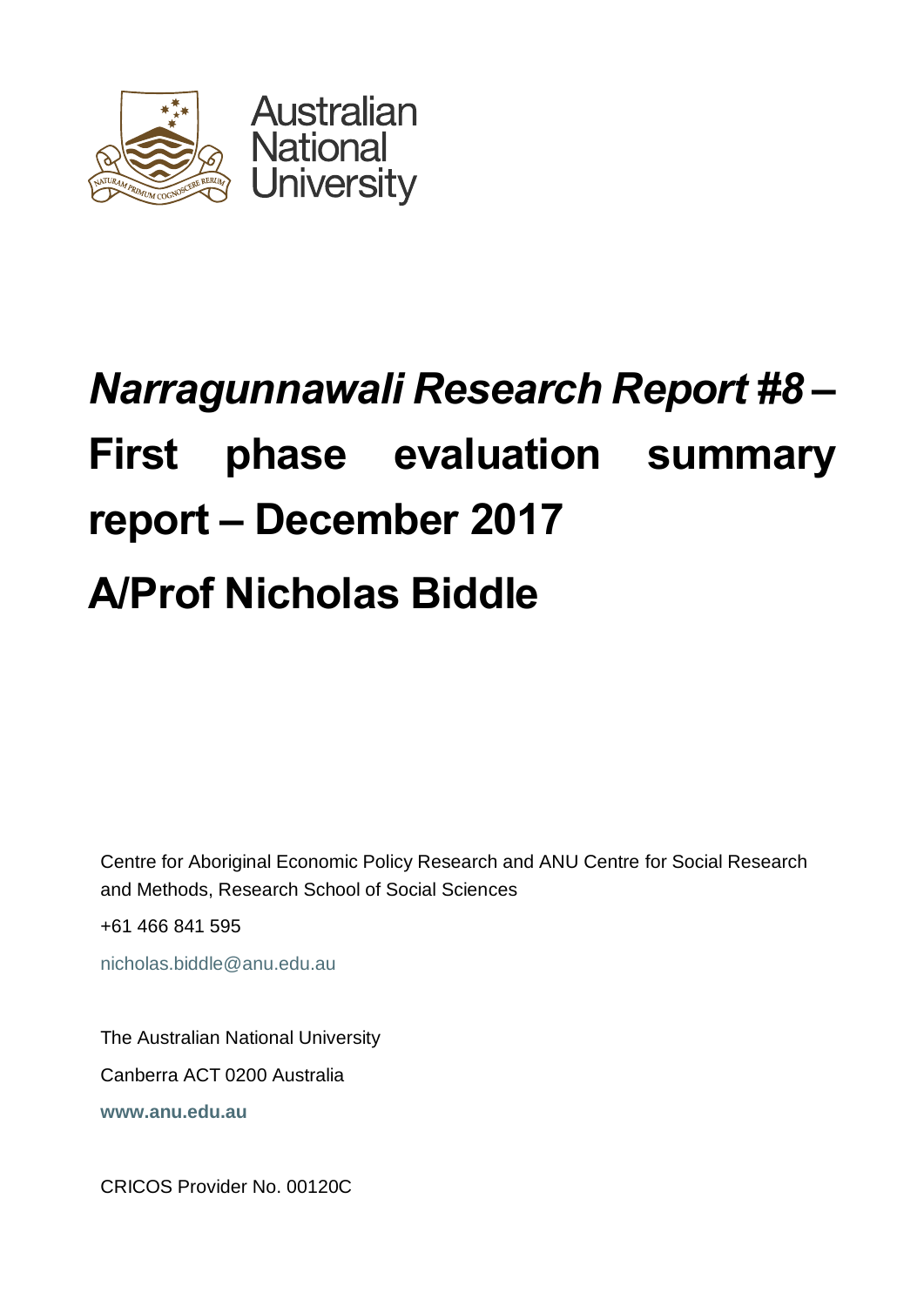Australian National University

# *Narragunnawali Research Report #8* – First phase evaluation summary report – December 2017

# A/Prof Nicholas Biddle

Centre for Aboriginal Economic Policy Research and ANU Centre for Social Research and Methods, Research School of Social Sciences

+61 466 841 595

nicholas.biddle@anu.edu.au

The Australian National University

Canberra ACT 0200 Australia

**www.anu.edu.au**

CRICOS Provider No. 00120C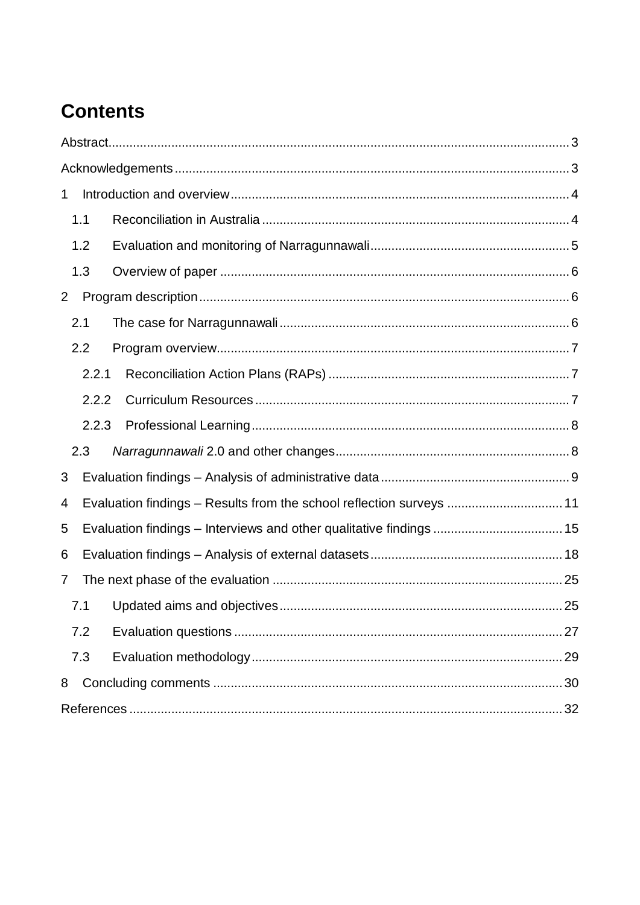# Contents

Abstract .......... 3

Acknowledgements .......... 3

1 Introduction and overview .......... 4

- 1.1 Reconciliation in Australia .......... 4
- 1.2 Evaluation and monitoring of Narragunnawali .......... 5
- 1.3 Overview of paper .......... 6

2 Program description .......... 6

- 2.1 The case for Narragunnawali .......... 6
- 2.2 Program overview .......... 7
  - 2.2.1 Reconciliation Action Plans (RAPs) .......... 7
  - 2.2.2 Curriculum Resources .......... 7
  - 2.2.3 Professional Learning .......... 8
- 2.3 *Narragunnawali* 2.0 and other changes .......... 8

3 Evaluation findings – Analysis of administrative data .......... 9

4 Evaluation findings – Results from the school reflection surveys .......... 11

5 Evaluation findings – Interviews and other qualitative findings .......... 15

6 Evaluation findings – Analysis of external datasets .......... 18

7 The next phase of the evaluation .......... 25

- 7.1 Updated aims and objectives .......... 25
- 7.2 Evaluation questions .......... 27
- 7.3 Evaluation methodology .......... 29

8 Concluding comments .......... 30

References .......... 32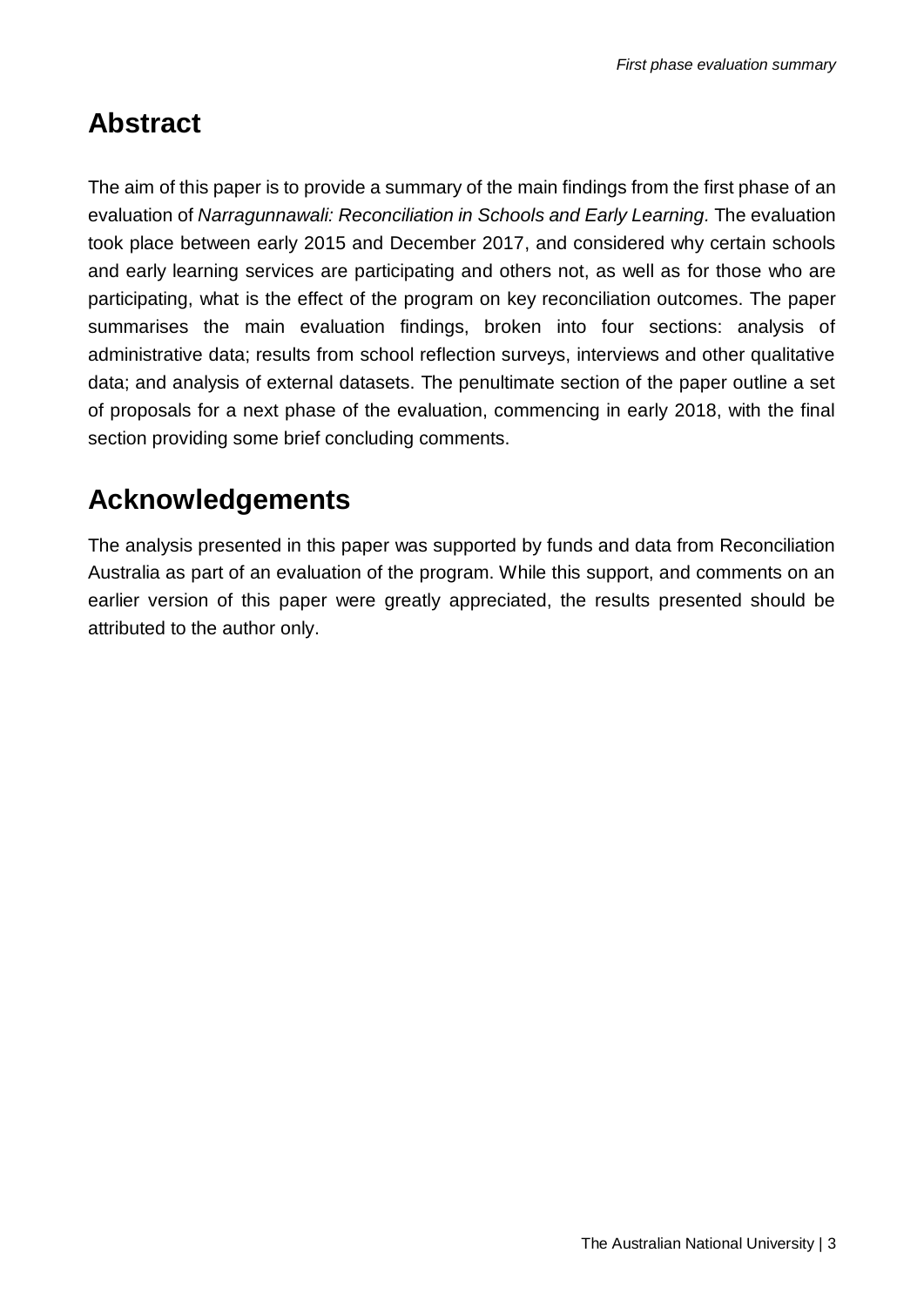## Abstract

The aim of this paper is to provide a summary of the main findings from the first phase of an evaluation of *Narragunnawali: Reconciliation in Schools and Early Learning.* The evaluation took place between early 2015 and December 2017, and considered why certain schools and early learning services are participating and others not, as well as for those who are participating, what is the effect of the program on key reconciliation outcomes. The paper summarises the main evaluation findings, broken into four sections: analysis of administrative data; results from school reflection surveys, interviews and other qualitative data; and analysis of external datasets. The penultimate section of the paper outline a set of proposals for a next phase of the evaluation, commencing in early 2018, with the final section providing some brief concluding comments.

## Acknowledgements

The analysis presented in this paper was supported by funds and data from Reconciliation Australia as part of an evaluation of the program. While this support, and comments on an earlier version of this paper were greatly appreciated, the results presented should be attributed to the author only.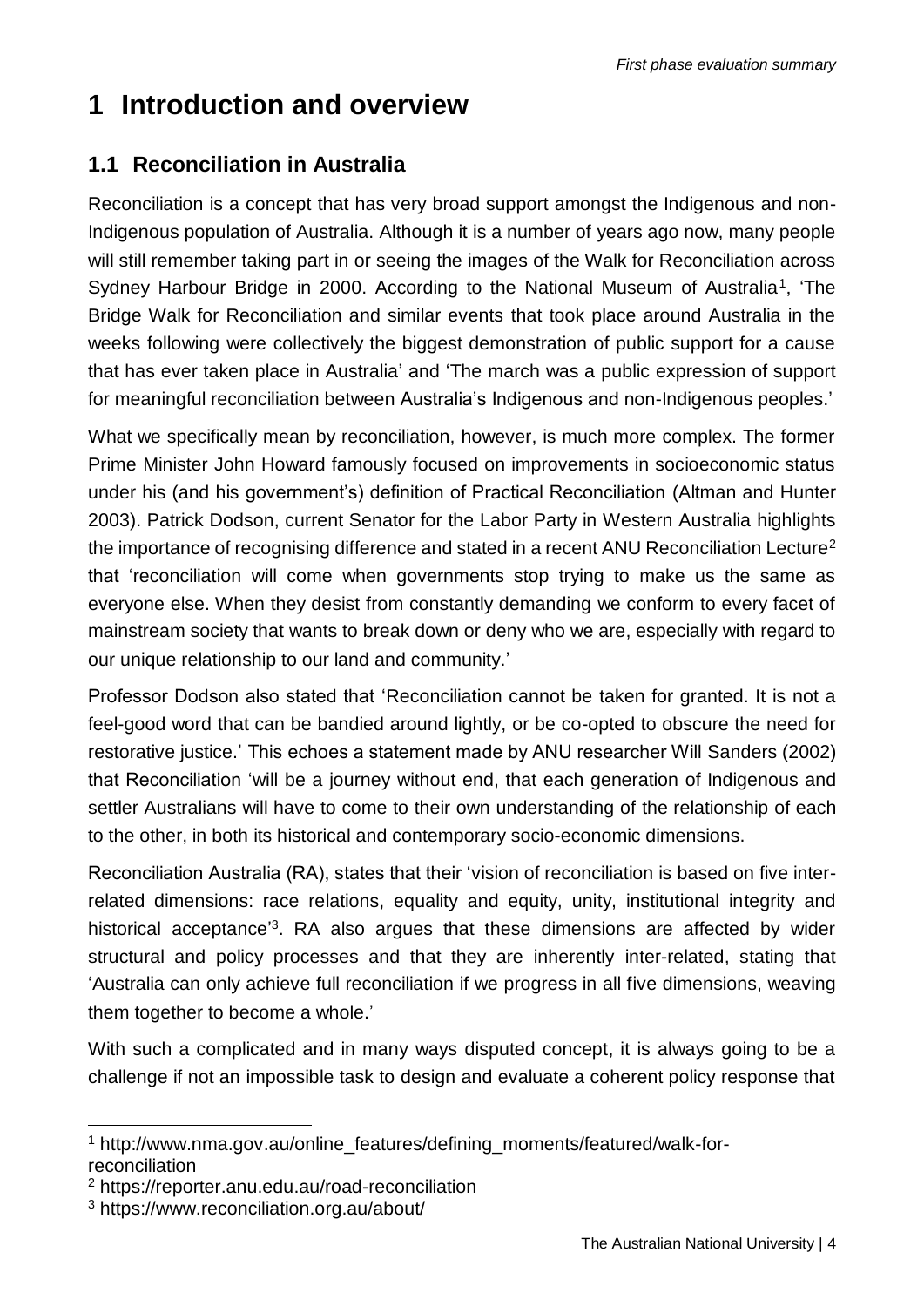# 1 Introduction and overview

## 1.1 Reconciliation in Australia

Reconciliation is a concept that has very broad support amongst the Indigenous and non-Indigenous population of Australia. Although it is a number of years ago now, many people will still remember taking part in or seeing the images of the Walk for Reconciliation across Sydney Harbour Bridge in 2000. According to the National Museum of Australia[1], 'The Bridge Walk for Reconciliation and similar events that took place around Australia in the weeks following were collectively the biggest demonstration of public support for a cause that has ever taken place in Australia' and 'The march was a public expression of support for meaningful reconciliation between Australia's Indigenous and non-Indigenous peoples.'

What we specifically mean by reconciliation, however, is much more complex. The former Prime Minister John Howard famously focused on improvements in socioeconomic status under his (and his government's) definition of Practical Reconciliation (Altman and Hunter 2003). Patrick Dodson, current Senator for the Labor Party in Western Australia highlights the importance of recognising difference and stated in a recent ANU Reconciliation Lecture[2] that 'reconciliation will come when governments stop trying to make us the same as everyone else. When they desist from constantly demanding we conform to every facet of mainstream society that wants to break down or deny who we are, especially with regard to our unique relationship to our land and community.'

Professor Dodson also stated that 'Reconciliation cannot be taken for granted. It is not a feel-good word that can be bandied around lightly, or be co-opted to obscure the need for restorative justice.' This echoes a statement made by ANU researcher Will Sanders (2002) that Reconciliation 'will be a journey without end, that each generation of Indigenous and settler Australians will have to come to their own understanding of the relationship of each to the other, in both its historical and contemporary socio-economic dimensions.

Reconciliation Australia (RA), states that their 'vision of reconciliation is based on five inter-related dimensions: race relations, equality and equity, unity, institutional integrity and historical acceptance'[3]. RA also argues that these dimensions are affected by wider structural and policy processes and that they are inherently inter-related, stating that 'Australia can only achieve full reconciliation if we progress in all five dimensions, weaving them together to become a whole.'

With such a complicated and in many ways disputed concept, it is always going to be a challenge if not an impossible task to design and evaluate a coherent policy response that

---

[1] http://www.nma.gov.au/online_features/defining_moments/featured/walk-for-reconciliation

[2] https://reporter.anu.edu.au/road-reconciliation

[3] https://www.reconciliation.org.au/about/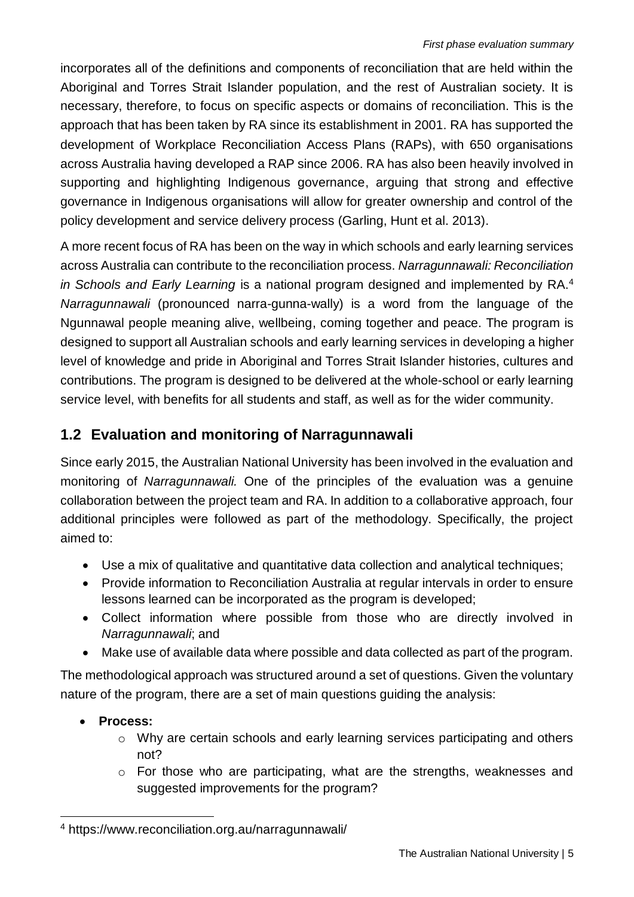incorporates all of the definitions and components of reconciliation that are held within the Aboriginal and Torres Strait Islander population, and the rest of Australian society. It is necessary, therefore, to focus on specific aspects or domains of reconciliation. This is the approach that has been taken by RA since its establishment in 2001. RA has supported the development of Workplace Reconciliation Access Plans (RAPs), with 650 organisations across Australia having developed a RAP since 2006. RA has also been heavily involved in supporting and highlighting Indigenous governance, arguing that strong and effective governance in Indigenous organisations will allow for greater ownership and control of the policy development and service delivery process (Garling, Hunt et al. 2013).

A more recent focus of RA has been on the way in which schools and early learning services across Australia can contribute to the reconciliation process. *Narragunnawali: Reconciliation in Schools and Early Learning* is a national program designed and implemented by RA.[4] *Narragunnawali* (pronounced narra-gunna-wally) is a word from the language of the Ngunnawal people meaning alive, wellbeing, coming together and peace. The program is designed to support all Australian schools and early learning services in developing a higher level of knowledge and pride in Aboriginal and Torres Strait Islander histories, cultures and contributions. The program is designed to be delivered at the whole-school or early learning service level, with benefits for all students and staff, as well as for the wider community.

## 1.2 Evaluation and monitoring of Narragunnawali

Since early 2015, the Australian National University has been involved in the evaluation and monitoring of *Narragunnawali.* One of the principles of the evaluation was a genuine collaboration between the project team and RA. In addition to a collaborative approach, four additional principles were followed as part of the methodology. Specifically, the project aimed to:

- Use a mix of qualitative and quantitative data collection and analytical techniques;
- Provide information to Reconciliation Australia at regular intervals in order to ensure lessons learned can be incorporated as the program is developed;
- Collect information where possible from those who are directly involved in *Narragunnawali*; and
- Make use of available data where possible and data collected as part of the program.

The methodological approach was structured around a set of questions. Given the voluntary nature of the program, there are a set of main questions guiding the analysis:

- **Process:**
  - Why are certain schools and early learning services participating and others not?
  - For those who are participating, what are the strengths, weaknesses and suggested improvements for the program?

[4] https://www.reconciliation.org.au/narragunnawali/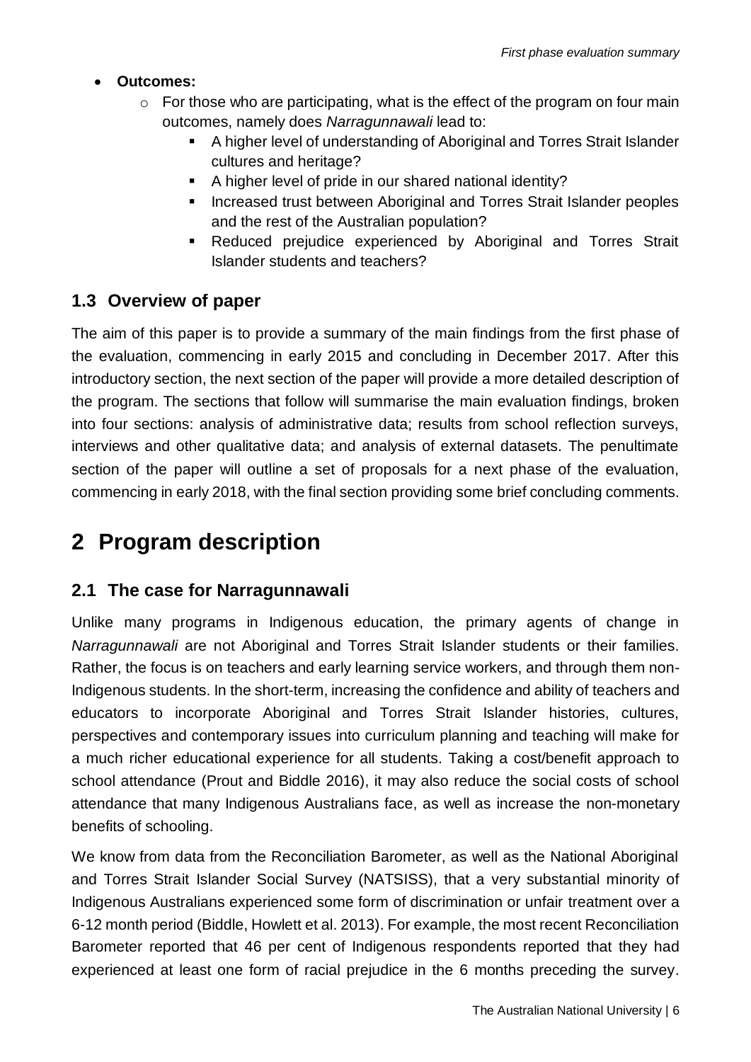- **Outcomes:**
  - For those who are participating, what is the effect of the program on four main outcomes, namely does *Narragunnawali* lead to:
    - A higher level of understanding of Aboriginal and Torres Strait Islander cultures and heritage?
    - A higher level of pride in our shared national identity?
    - Increased trust between Aboriginal and Torres Strait Islander peoples and the rest of the Australian population?
    - Reduced prejudice experienced by Aboriginal and Torres Strait Islander students and teachers?

## 1.3 Overview of paper

The aim of this paper is to provide a summary of the main findings from the first phase of the evaluation, commencing in early 2015 and concluding in December 2017. After this introductory section, the next section of the paper will provide a more detailed description of the program. The sections that follow will summarise the main evaluation findings, broken into four sections: analysis of administrative data; results from school reflection surveys, interviews and other qualitative data; and analysis of external datasets. The penultimate section of the paper will outline a set of proposals for a next phase of the evaluation, commencing in early 2018, with the final section providing some brief concluding comments.

# 2 Program description

## 2.1 The case for Narragunnawali

Unlike many programs in Indigenous education, the primary agents of change in *Narragunnawali* are not Aboriginal and Torres Strait Islander students or their families. Rather, the focus is on teachers and early learning service workers, and through them non-Indigenous students. In the short-term, increasing the confidence and ability of teachers and educators to incorporate Aboriginal and Torres Strait Islander histories, cultures, perspectives and contemporary issues into curriculum planning and teaching will make for a much richer educational experience for all students. Taking a cost/benefit approach to school attendance (Prout and Biddle 2016), it may also reduce the social costs of school attendance that many Indigenous Australians face, as well as increase the non-monetary benefits of schooling.

We know from data from the Reconciliation Barometer, as well as the National Aboriginal and Torres Strait Islander Social Survey (NATSISS), that a very substantial minority of Indigenous Australians experienced some form of discrimination or unfair treatment over a 6-12 month period (Biddle, Howlett et al. 2013). For example, the most recent Reconciliation Barometer reported that 46 per cent of Indigenous respondents reported that they had experienced at least one form of racial prejudice in the 6 months preceding the survey.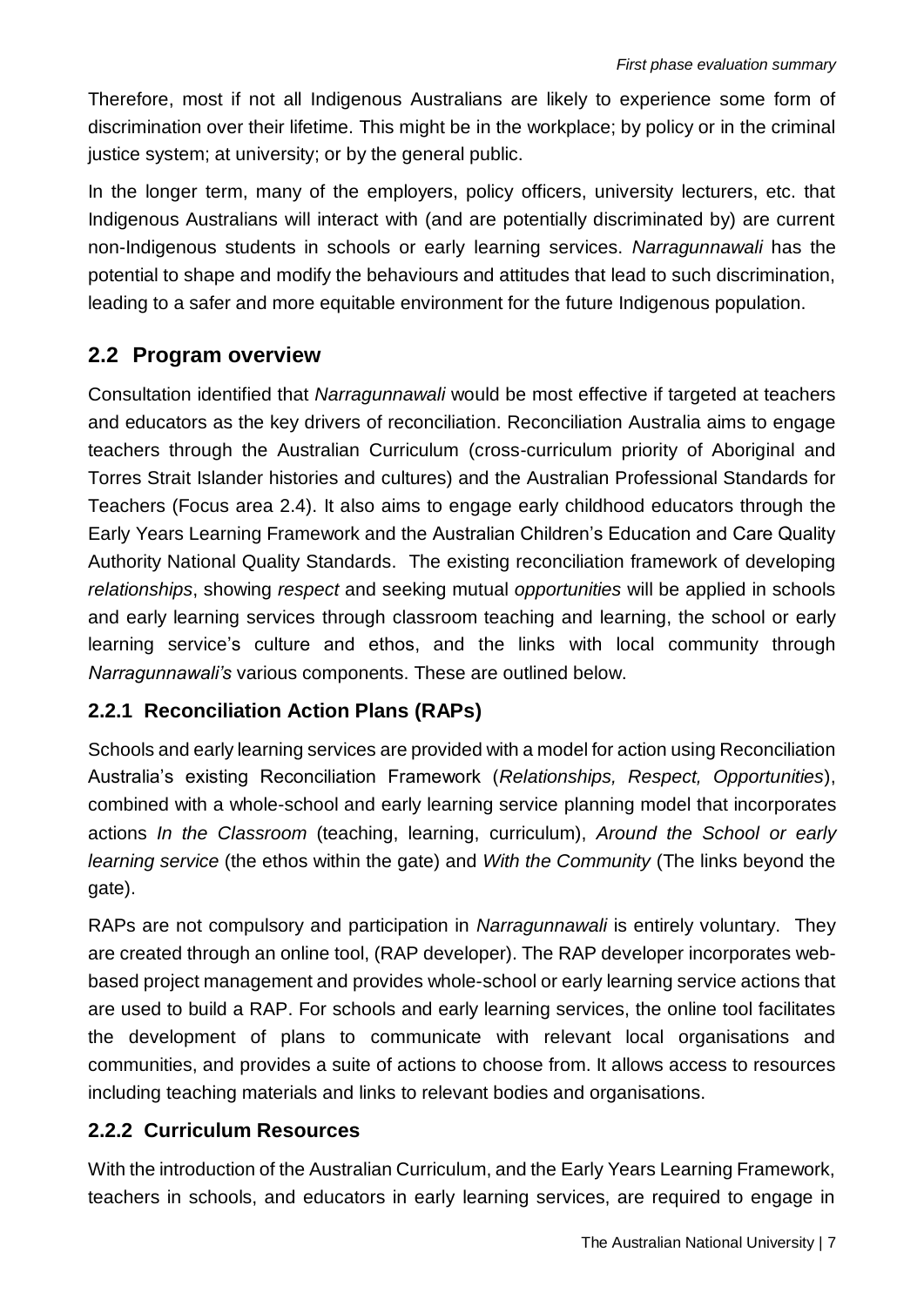Therefore, most if not all Indigenous Australians are likely to experience some form of discrimination over their lifetime. This might be in the workplace; by policy or in the criminal justice system; at university; or by the general public.

In the longer term, many of the employers, policy officers, university lecturers, etc. that Indigenous Australians will interact with (and are potentially discriminated by) are current non-Indigenous students in schools or early learning services. *Narragunnawali* has the potential to shape and modify the behaviours and attitudes that lead to such discrimination, leading to a safer and more equitable environment for the future Indigenous population.

## 2.2 Program overview

Consultation identified that *Narragunnawali* would be most effective if targeted at teachers and educators as the key drivers of reconciliation. Reconciliation Australia aims to engage teachers through the Australian Curriculum (cross-curriculum priority of Aboriginal and Torres Strait Islander histories and cultures) and the Australian Professional Standards for Teachers (Focus area 2.4). It also aims to engage early childhood educators through the Early Years Learning Framework and the Australian Children's Education and Care Quality Authority National Quality Standards. The existing reconciliation framework of developing *relationships*, showing *respect* and seeking mutual *opportunities* will be applied in schools and early learning services through classroom teaching and learning, the school or early learning service's culture and ethos, and the links with local community through *Narragunnawali's* various components. These are outlined below.

### 2.2.1 Reconciliation Action Plans (RAPs)

Schools and early learning services are provided with a model for action using Reconciliation Australia's existing Reconciliation Framework (*Relationships, Respect, Opportunities*), combined with a whole-school and early learning service planning model that incorporates actions *In the Classroom* (teaching, learning, curriculum), *Around the School or early learning service* (the ethos within the gate) and *With the Community* (The links beyond the gate).

RAPs are not compulsory and participation in *Narragunnawali* is entirely voluntary. They are created through an online tool, (RAP developer). The RAP developer incorporates web-based project management and provides whole-school or early learning service actions that are used to build a RAP. For schools and early learning services, the online tool facilitates the development of plans to communicate with relevant local organisations and communities, and provides a suite of actions to choose from. It allows access to resources including teaching materials and links to relevant bodies and organisations.

### 2.2.2 Curriculum Resources

With the introduction of the Australian Curriculum, and the Early Years Learning Framework, teachers in schools, and educators in early learning services, are required to engage in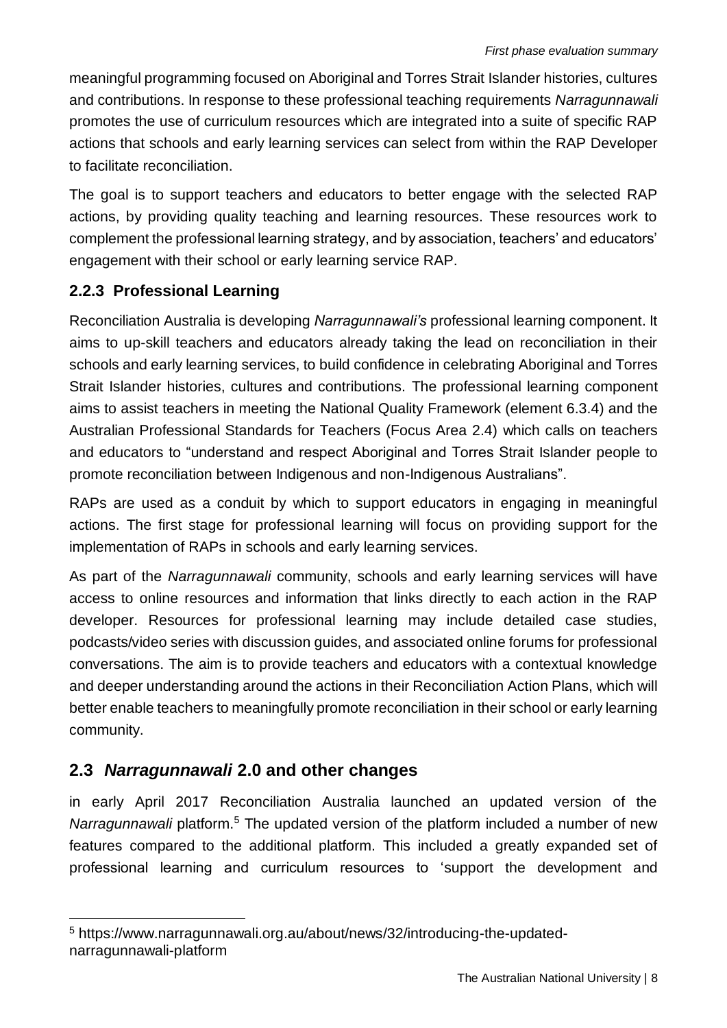meaningful programming focused on Aboriginal and Torres Strait Islander histories, cultures and contributions. In response to these professional teaching requirements *Narragunnawali* promotes the use of curriculum resources which are integrated into a suite of specific RAP actions that schools and early learning services can select from within the RAP Developer to facilitate reconciliation.

The goal is to support teachers and educators to better engage with the selected RAP actions, by providing quality teaching and learning resources. These resources work to complement the professional learning strategy, and by association, teachers' and educators' engagement with their school or early learning service RAP.

### 2.2.3 Professional Learning

Reconciliation Australia is developing *Narragunnawali's* professional learning component. It aims to up-skill teachers and educators already taking the lead on reconciliation in their schools and early learning services, to build confidence in celebrating Aboriginal and Torres Strait Islander histories, cultures and contributions. The professional learning component aims to assist teachers in meeting the National Quality Framework (element 6.3.4) and the Australian Professional Standards for Teachers (Focus Area 2.4) which calls on teachers and educators to "understand and respect Aboriginal and Torres Strait Islander people to promote reconciliation between Indigenous and non-Indigenous Australians".

RAPs are used as a conduit by which to support educators in engaging in meaningful actions. The first stage for professional learning will focus on providing support for the implementation of RAPs in schools and early learning services.

As part of the *Narragunnawali* community, schools and early learning services will have access to online resources and information that links directly to each action in the RAP developer. Resources for professional learning may include detailed case studies, podcasts/video series with discussion guides, and associated online forums for professional conversations. The aim is to provide teachers and educators with a contextual knowledge and deeper understanding around the actions in their Reconciliation Action Plans, which will better enable teachers to meaningfully promote reconciliation in their school or early learning community.

## 2.3 *Narragunnawali* 2.0 and other changes

in early April 2017 Reconciliation Australia launched an updated version of the *Narragunnawali* platform.[5] The updated version of the platform included a number of new features compared to the additional platform. This included a greatly expanded set of professional learning and curriculum resources to 'support the development and

[5] https://www.narragunnawali.org.au/about/news/32/introducing-the-updated-narragunnawali-platform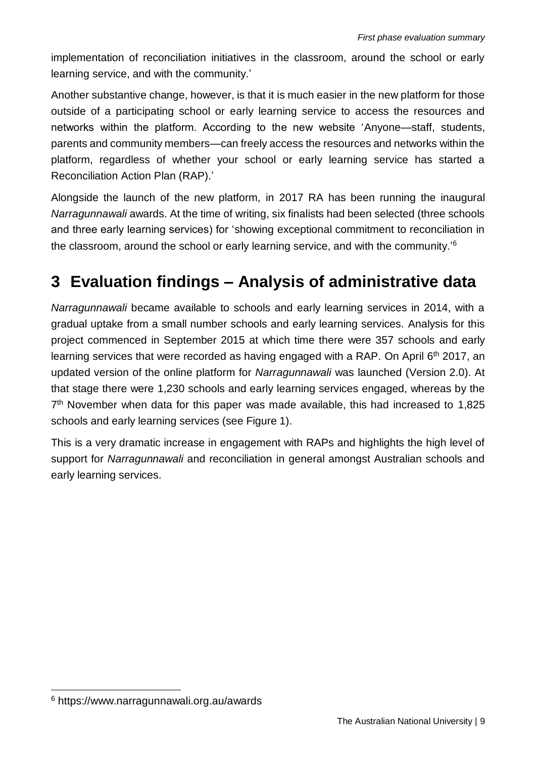implementation of reconciliation initiatives in the classroom, around the school or early learning service, and with the community.'

Another substantive change, however, is that it is much easier in the new platform for those outside of a participating school or early learning service to access the resources and networks within the platform. According to the new website 'Anyone—staff, students, parents and community members—can freely access the resources and networks within the platform, regardless of whether your school or early learning service has started a Reconciliation Action Plan (RAP).'

Alongside the launch of the new platform, in 2017 RA has been running the inaugural *Narragunnawali* awards. At the time of writing, six finalists had been selected (three schools and three early learning services) for 'showing exceptional commitment to reconciliation in the classroom, around the school or early learning service, and with the community.'[6]

# 3 Evaluation findings – Analysis of administrative data

*Narragunnawali* became available to schools and early learning services in 2014, with a gradual uptake from a small number schools and early learning services. Analysis for this project commenced in September 2015 at which time there were 357 schools and early learning services that were recorded as having engaged with a RAP. On April 6th 2017, an updated version of the online platform for *Narragunnawali* was launched (Version 2.0). At that stage there were 1,230 schools and early learning services engaged, whereas by the 7th November when data for this paper was made available, this had increased to 1,825 schools and early learning services (see Figure 1).

This is a very dramatic increase in engagement with RAPs and highlights the high level of support for *Narragunnawali* and reconciliation in general amongst Australian schools and early learning services.

[6] https://www.narragunnawali.org.au/awards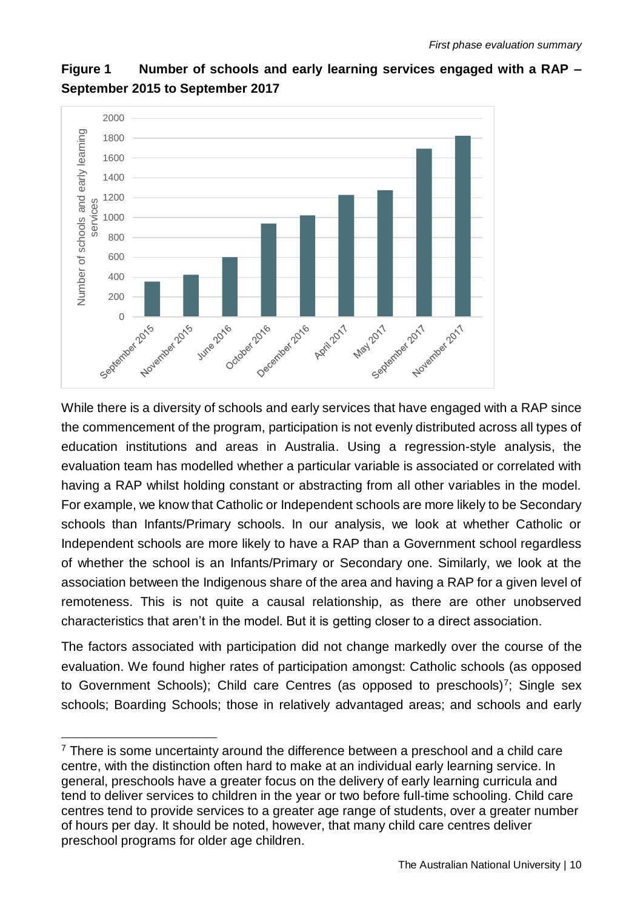**Figure 1 Number of schools and early learning services engaged with a RAP – September 2015 to September 2017**

While there is a diversity of schools and early services that have engaged with a RAP since the commencement of the program, participation is not evenly distributed across all types of education institutions and areas in Australia. Using a regression-style analysis, the evaluation team has modelled whether a particular variable is associated or correlated with having a RAP whilst holding constant or abstracting from all other variables in the model. For example, we know that Catholic or Independent schools are more likely to be Secondary schools than Infants/Primary schools. In our analysis, we look at whether Catholic or Independent schools are more likely to have a RAP than a Government school regardless of whether the school is an Infants/Primary or Secondary one. Similarly, we look at the association between the Indigenous share of the area and having a RAP for a given level of remoteness. This is not quite a causal relationship, as there are other unobserved characteristics that aren't in the model. But it is getting closer to a direct association.

The factors associated with participation did not change markedly over the course of the evaluation. We found higher rates of participation amongst: Catholic schools (as opposed to Government Schools); Child care Centres (as opposed to preschools)[7]; Single sex schools; Boarding Schools; those in relatively advantaged areas; and schools and early

[7] There is some uncertainty around the difference between a preschool and a child care centre, with the distinction often hard to make at an individual early learning service. In general, preschools have a greater focus on the delivery of early learning curricula and tend to deliver services to children in the year or two before full-time schooling. Child care centres tend to provide services to a greater age range of students, over a greater number of hours per day. It should be noted, however, that many child care centres deliver preschool programs for older age children.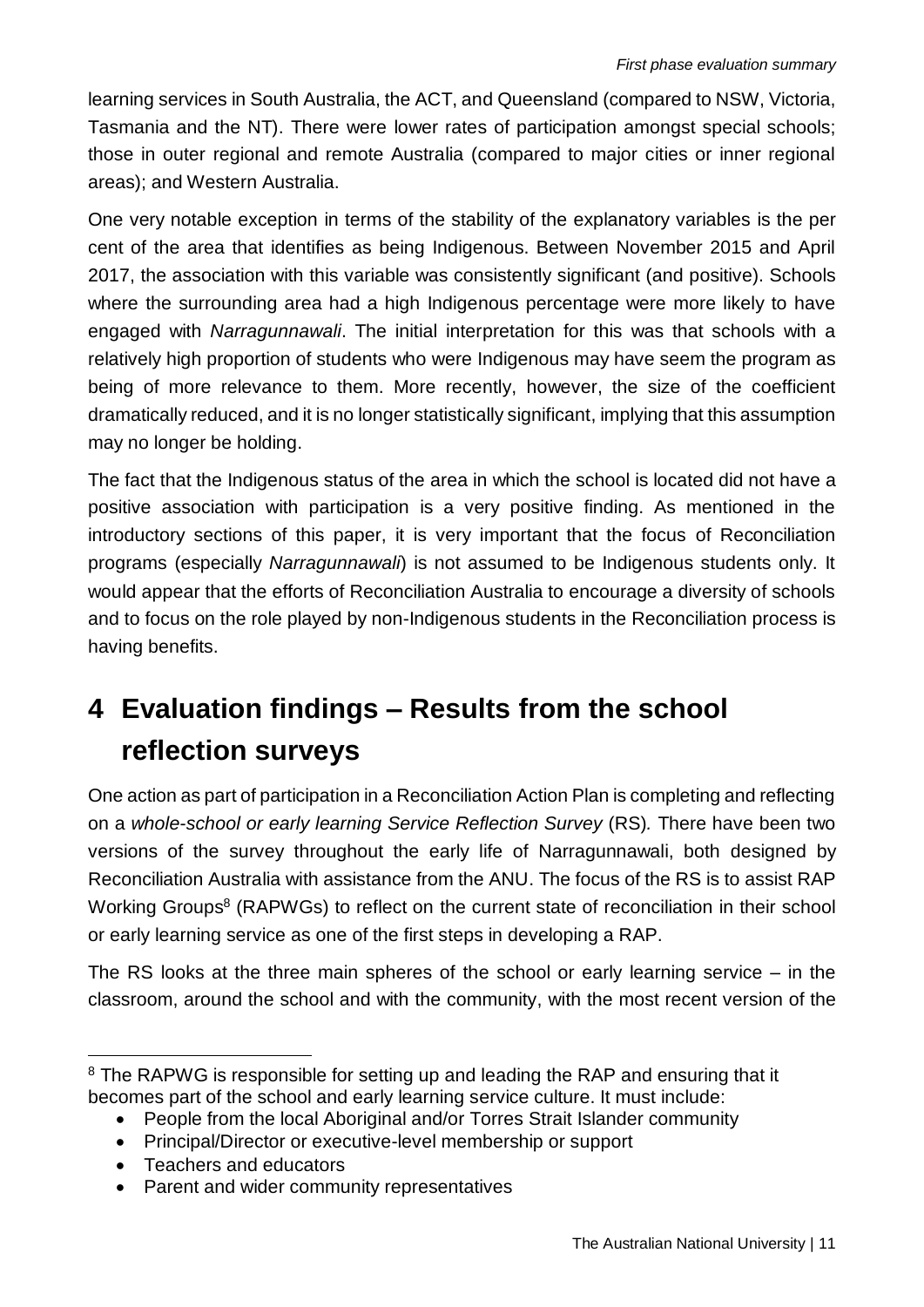learning services in South Australia, the ACT, and Queensland (compared to NSW, Victoria, Tasmania and the NT). There were lower rates of participation amongst special schools; those in outer regional and remote Australia (compared to major cities or inner regional areas); and Western Australia.

One very notable exception in terms of the stability of the explanatory variables is the per cent of the area that identifies as being Indigenous. Between November 2015 and April 2017, the association with this variable was consistently significant (and positive). Schools where the surrounding area had a high Indigenous percentage were more likely to have engaged with *Narragunnawali*. The initial interpretation for this was that schools with a relatively high proportion of students who were Indigenous may have seem the program as being of more relevance to them. More recently, however, the size of the coefficient dramatically reduced, and it is no longer statistically significant, implying that this assumption may no longer be holding.

The fact that the Indigenous status of the area in which the school is located did not have a positive association with participation is a very positive finding. As mentioned in the introductory sections of this paper, it is very important that the focus of Reconciliation programs (especially *Narragunnawali*) is not assumed to be Indigenous students only. It would appear that the efforts of Reconciliation Australia to encourage a diversity of schools and to focus on the role played by non-Indigenous students in the Reconciliation process is having benefits.

# 4 Evaluation findings – Results from the school reflection surveys

One action as part of participation in a Reconciliation Action Plan is completing and reflecting on a *whole-school or early learning Service Reflection Survey* (RS)*.* There have been two versions of the survey throughout the early life of Narragunnawali, both designed by Reconciliation Australia with assistance from the ANU. The focus of the RS is to assist RAP Working Groups[8] (RAPWGs) to reflect on the current state of reconciliation in their school or early learning service as one of the first steps in developing a RAP.

The RS looks at the three main spheres of the school or early learning service – in the classroom, around the school and with the community, with the most recent version of the

[8] The RAPWG is responsible for setting up and leading the RAP and ensuring that it becomes part of the school and early learning service culture. It must include:

- People from the local Aboriginal and/or Torres Strait Islander community
- Principal/Director or executive-level membership or support
- Teachers and educators
- Parent and wider community representatives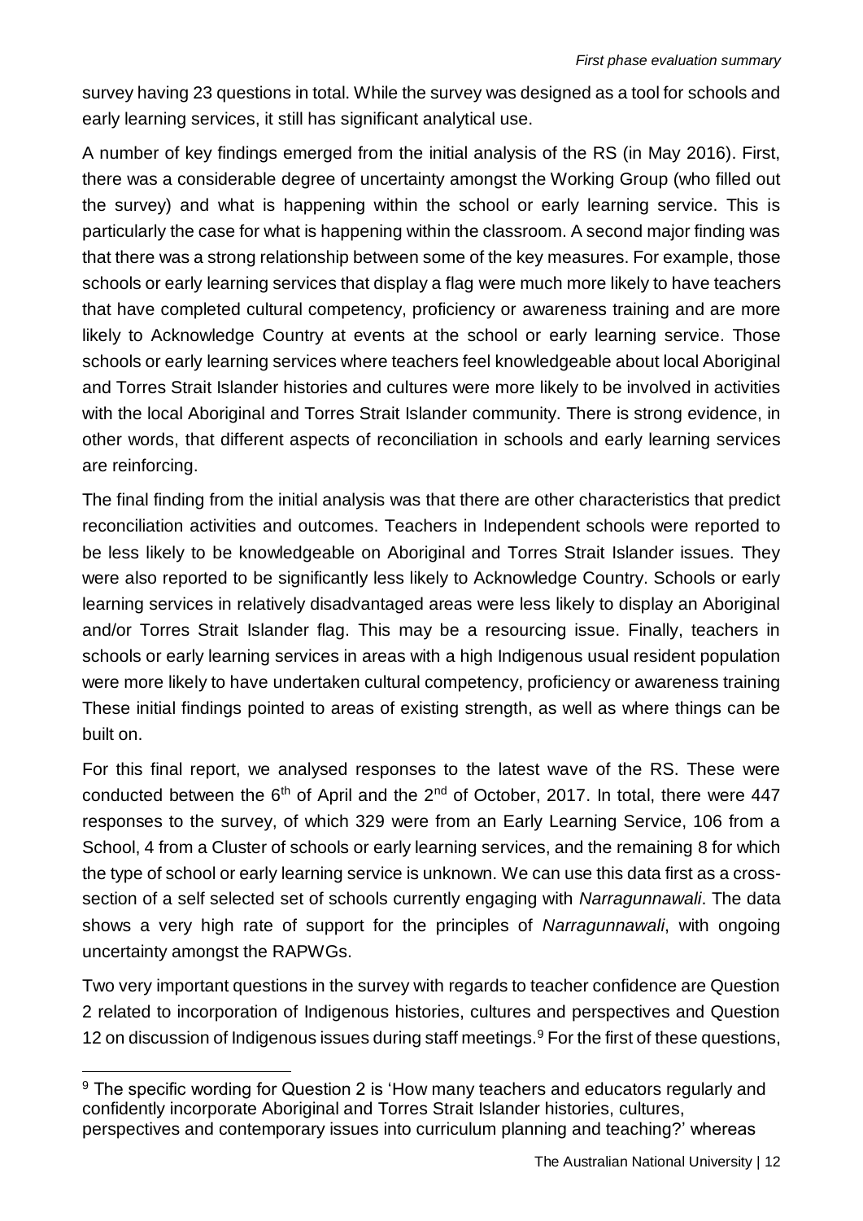survey having 23 questions in total. While the survey was designed as a tool for schools and early learning services, it still has significant analytical use.

A number of key findings emerged from the initial analysis of the RS (in May 2016). First, there was a considerable degree of uncertainty amongst the Working Group (who filled out the survey) and what is happening within the school or early learning service. This is particularly the case for what is happening within the classroom. A second major finding was that there was a strong relationship between some of the key measures. For example, those schools or early learning services that display a flag were much more likely to have teachers that have completed cultural competency, proficiency or awareness training and are more likely to Acknowledge Country at events at the school or early learning service. Those schools or early learning services where teachers feel knowledgeable about local Aboriginal and Torres Strait Islander histories and cultures were more likely to be involved in activities with the local Aboriginal and Torres Strait Islander community. There is strong evidence, in other words, that different aspects of reconciliation in schools and early learning services are reinforcing.

The final finding from the initial analysis was that there are other characteristics that predict reconciliation activities and outcomes. Teachers in Independent schools were reported to be less likely to be knowledgeable on Aboriginal and Torres Strait Islander issues. They were also reported to be significantly less likely to Acknowledge Country. Schools or early learning services in relatively disadvantaged areas were less likely to display an Aboriginal and/or Torres Strait Islander flag. This may be a resourcing issue. Finally, teachers in schools or early learning services in areas with a high Indigenous usual resident population were more likely to have undertaken cultural competency, proficiency or awareness training These initial findings pointed to areas of existing strength, as well as where things can be built on.

For this final report, we analysed responses to the latest wave of the RS. These were conducted between the 6th of April and the 2nd of October, 2017. In total, there were 447 responses to the survey, of which 329 were from an Early Learning Service, 106 from a School, 4 from a Cluster of schools or early learning services, and the remaining 8 for which the type of school or early learning service is unknown. We can use this data first as a cross-section of a self selected set of schools currently engaging with *Narragunnawali*. The data shows a very high rate of support for the principles of *Narragunnawali*, with ongoing uncertainty amongst the RAPWGs.

Two very important questions in the survey with regards to teacher confidence are Question 2 related to incorporation of Indigenous histories, cultures and perspectives and Question 12 on discussion of Indigenous issues during staff meetings.[9] For the first of these questions,

[9] The specific wording for Question 2 is 'How many teachers and educators regularly and confidently incorporate Aboriginal and Torres Strait Islander histories, cultures, perspectives and contemporary issues into curriculum planning and teaching?' whereas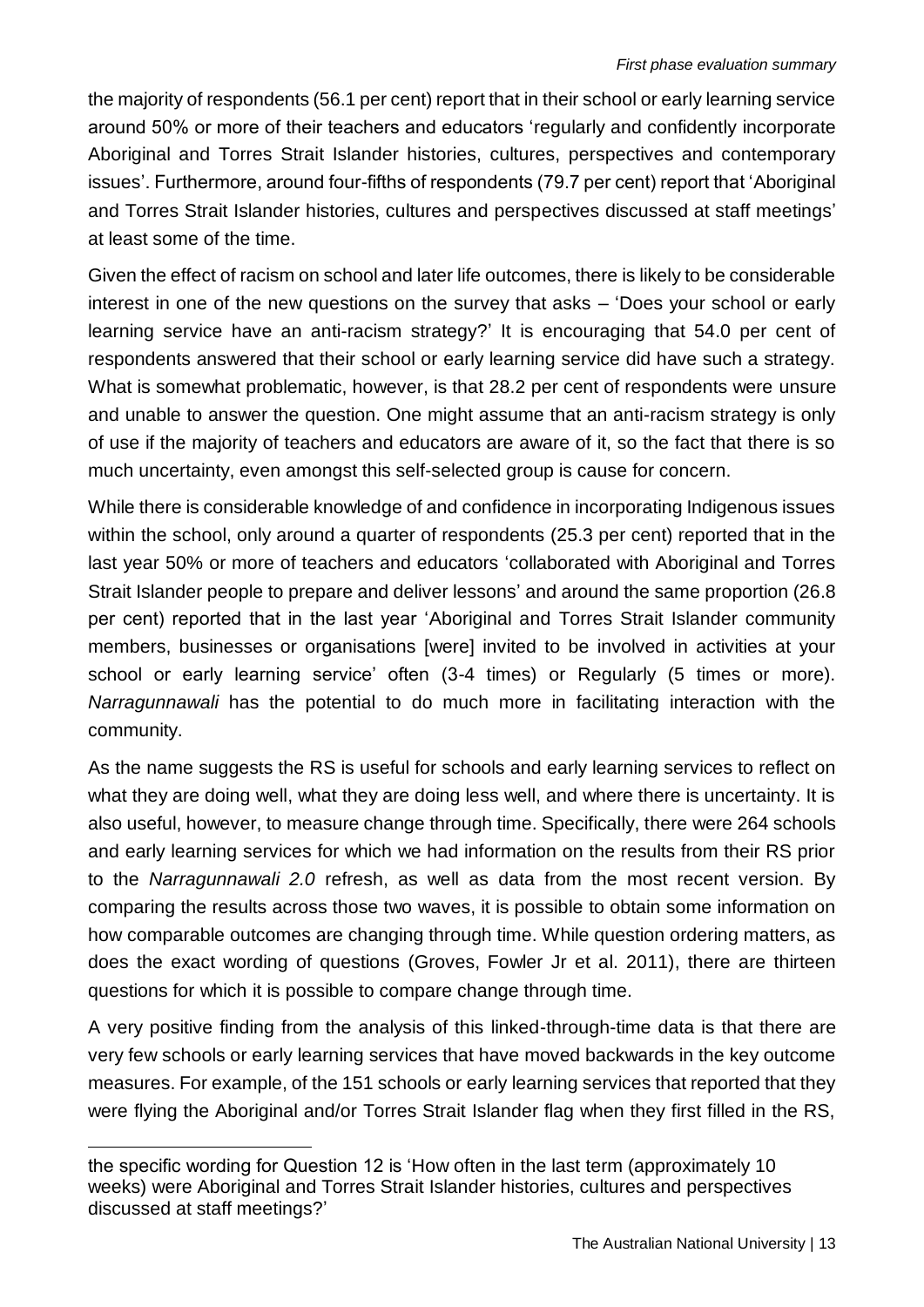the majority of respondents (56.1 per cent) report that in their school or early learning service around 50% or more of their teachers and educators 'regularly and confidently incorporate Aboriginal and Torres Strait Islander histories, cultures, perspectives and contemporary issues'. Furthermore, around four-fifths of respondents (79.7 per cent) report that 'Aboriginal and Torres Strait Islander histories, cultures and perspectives discussed at staff meetings' at least some of the time.

Given the effect of racism on school and later life outcomes, there is likely to be considerable interest in one of the new questions on the survey that asks – 'Does your school or early learning service have an anti-racism strategy?' It is encouraging that 54.0 per cent of respondents answered that their school or early learning service did have such a strategy. What is somewhat problematic, however, is that 28.2 per cent of respondents were unsure and unable to answer the question. One might assume that an anti-racism strategy is only of use if the majority of teachers and educators are aware of it, so the fact that there is so much uncertainty, even amongst this self-selected group is cause for concern.

While there is considerable knowledge of and confidence in incorporating Indigenous issues within the school, only around a quarter of respondents (25.3 per cent) reported that in the last year 50% or more of teachers and educators 'collaborated with Aboriginal and Torres Strait Islander people to prepare and deliver lessons' and around the same proportion (26.8 per cent) reported that in the last year 'Aboriginal and Torres Strait Islander community members, businesses or organisations [were] invited to be involved in activities at your school or early learning service' often (3-4 times) or Regularly (5 times or more). *Narragunnawali* has the potential to do much more in facilitating interaction with the community.

As the name suggests the RS is useful for schools and early learning services to reflect on what they are doing well, what they are doing less well, and where there is uncertainty. It is also useful, however, to measure change through time. Specifically, there were 264 schools and early learning services for which we had information on the results from their RS prior to the *Narragunnawali 2.0* refresh, as well as data from the most recent version. By comparing the results across those two waves, it is possible to obtain some information on how comparable outcomes are changing through time. While question ordering matters, as does the exact wording of questions (Groves, Fowler Jr et al. 2011), there are thirteen questions for which it is possible to compare change through time.

A very positive finding from the analysis of this linked-through-time data is that there are very few schools or early learning services that have moved backwards in the key outcome measures. For example, of the 151 schools or early learning services that reported that they were flying the Aboriginal and/or Torres Strait Islander flag when they first filled in the RS,

---

the specific wording for Question 12 is 'How often in the last term (approximately 10 weeks) were Aboriginal and Torres Strait Islander histories, cultures and perspectives discussed at staff meetings?'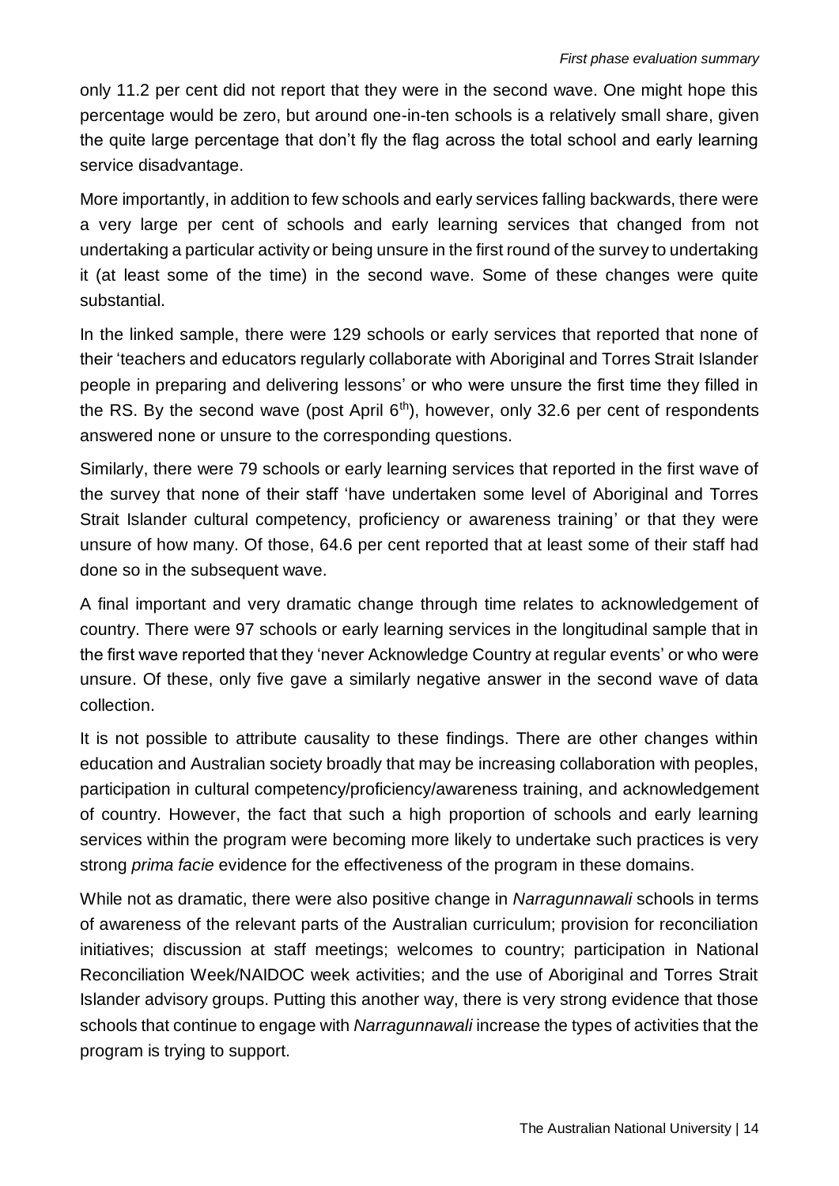only 11.2 per cent did not report that they were in the second wave. One might hope this percentage would be zero, but around one-in-ten schools is a relatively small share, given the quite large percentage that don't fly the flag across the total school and early learning service disadvantage.

More importantly, in addition to few schools and early services falling backwards, there were a very large per cent of schools and early learning services that changed from not undertaking a particular activity or being unsure in the first round of the survey to undertaking it (at least some of the time) in the second wave. Some of these changes were quite substantial.

In the linked sample, there were 129 schools or early services that reported that none of their 'teachers and educators regularly collaborate with Aboriginal and Torres Strait Islander people in preparing and delivering lessons' or who were unsure the first time they filled in the RS. By the second wave (post April 6th), however, only 32.6 per cent of respondents answered none or unsure to the corresponding questions.

Similarly, there were 79 schools or early learning services that reported in the first wave of the survey that none of their staff 'have undertaken some level of Aboriginal and Torres Strait Islander cultural competency, proficiency or awareness training' or that they were unsure of how many. Of those, 64.6 per cent reported that at least some of their staff had done so in the subsequent wave.

A final important and very dramatic change through time relates to acknowledgement of country. There were 97 schools or early learning services in the longitudinal sample that in the first wave reported that they 'never Acknowledge Country at regular events' or who were unsure. Of these, only five gave a similarly negative answer in the second wave of data collection.

It is not possible to attribute causality to these findings. There are other changes within education and Australian society broadly that may be increasing collaboration with peoples, participation in cultural competency/proficiency/awareness training, and acknowledgement of country. However, the fact that such a high proportion of schools and early learning services within the program were becoming more likely to undertake such practices is very strong *prima facie* evidence for the effectiveness of the program in these domains.

While not as dramatic, there were also positive change in *Narragunnawali* schools in terms of awareness of the relevant parts of the Australian curriculum; provision for reconciliation initiatives; discussion at staff meetings; welcomes to country; participation in National Reconciliation Week/NAIDOC week activities; and the use of Aboriginal and Torres Strait Islander advisory groups. Putting this another way, there is very strong evidence that those schools that continue to engage with *Narragunnawali* increase the types of activities that the program is trying to support.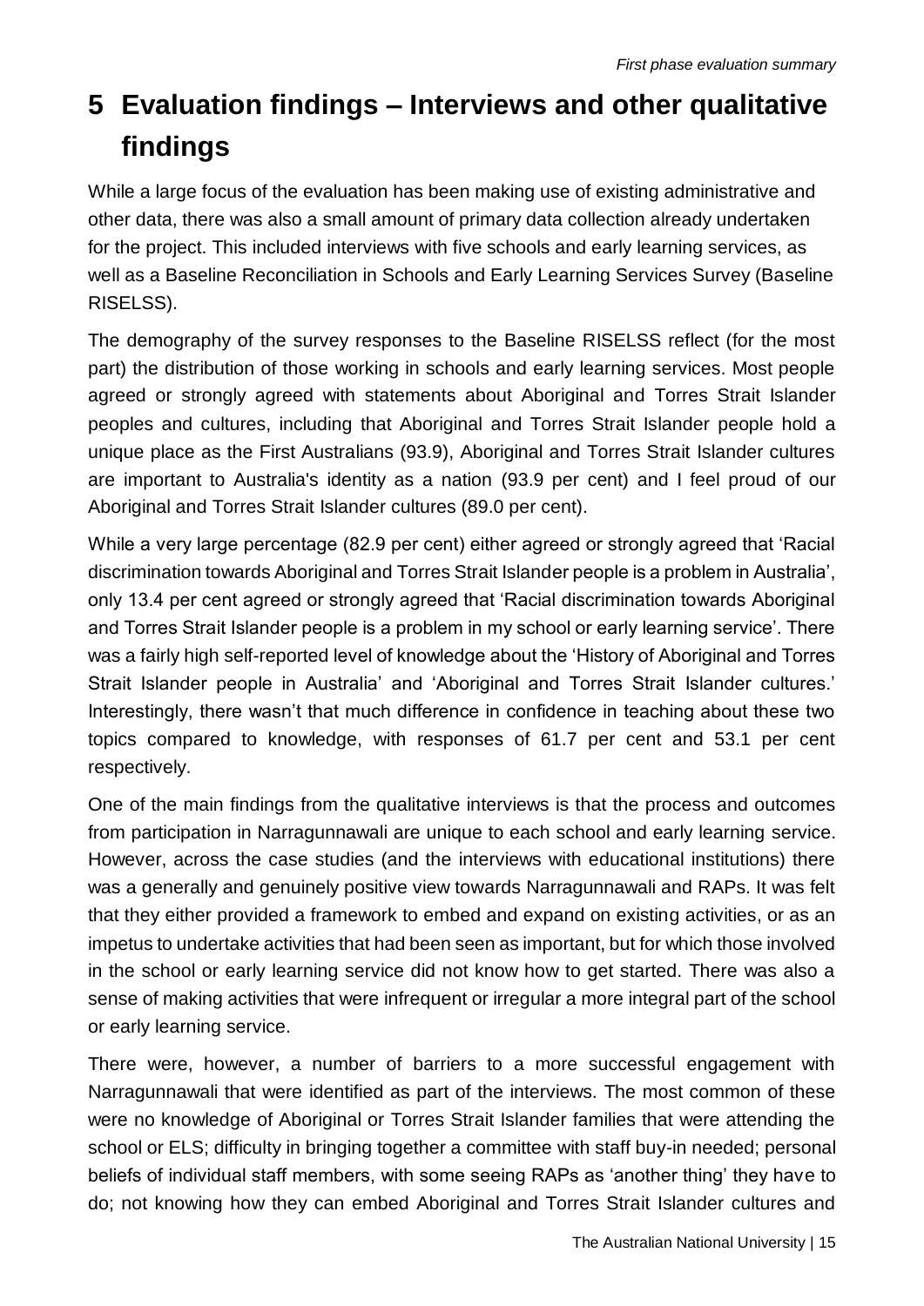# 5 Evaluation findings – Interviews and other qualitative findings

While a large focus of the evaluation has been making use of existing administrative and other data, there was also a small amount of primary data collection already undertaken for the project. This included interviews with five schools and early learning services, as well as a Baseline Reconciliation in Schools and Early Learning Services Survey (Baseline RISELSS).

The demography of the survey responses to the Baseline RISELSS reflect (for the most part) the distribution of those working in schools and early learning services. Most people agreed or strongly agreed with statements about Aboriginal and Torres Strait Islander peoples and cultures, including that Aboriginal and Torres Strait Islander people hold a unique place as the First Australians (93.9), Aboriginal and Torres Strait Islander cultures are important to Australia's identity as a nation (93.9 per cent) and I feel proud of our Aboriginal and Torres Strait Islander cultures (89.0 per cent).

While a very large percentage (82.9 per cent) either agreed or strongly agreed that 'Racial discrimination towards Aboriginal and Torres Strait Islander people is a problem in Australia', only 13.4 per cent agreed or strongly agreed that 'Racial discrimination towards Aboriginal and Torres Strait Islander people is a problem in my school or early learning service'. There was a fairly high self-reported level of knowledge about the 'History of Aboriginal and Torres Strait Islander people in Australia' and 'Aboriginal and Torres Strait Islander cultures.' Interestingly, there wasn't that much difference in confidence in teaching about these two topics compared to knowledge, with responses of 61.7 per cent and 53.1 per cent respectively.

One of the main findings from the qualitative interviews is that the process and outcomes from participation in Narragunnawali are unique to each school and early learning service. However, across the case studies (and the interviews with educational institutions) there was a generally and genuinely positive view towards Narragunnawali and RAPs. It was felt that they either provided a framework to embed and expand on existing activities, or as an impetus to undertake activities that had been seen as important, but for which those involved in the school or early learning service did not know how to get started. There was also a sense of making activities that were infrequent or irregular a more integral part of the school or early learning service.

There were, however, a number of barriers to a more successful engagement with Narragunnawali that were identified as part of the interviews. The most common of these were no knowledge of Aboriginal or Torres Strait Islander families that were attending the school or ELS; difficulty in bringing together a committee with staff buy-in needed; personal beliefs of individual staff members, with some seeing RAPs as 'another thing' they have to do; not knowing how they can embed Aboriginal and Torres Strait Islander cultures and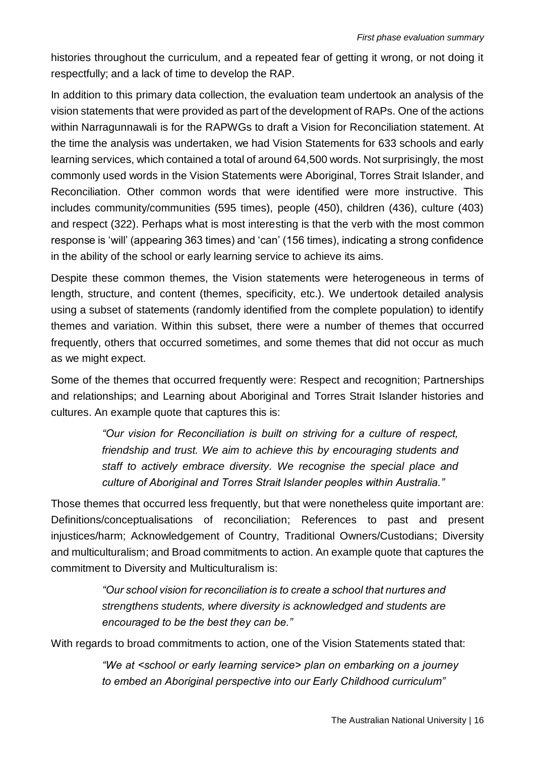histories throughout the curriculum, and a repeated fear of getting it wrong, or not doing it respectfully; and a lack of time to develop the RAP.

In addition to this primary data collection, the evaluation team undertook an analysis of the vision statements that were provided as part of the development of RAPs. One of the actions within Narragunnawali is for the RAPWGs to draft a Vision for Reconciliation statement. At the time the analysis was undertaken, we had Vision Statements for 633 schools and early learning services, which contained a total of around 64,500 words. Not surprisingly, the most commonly used words in the Vision Statements were Aboriginal, Torres Strait Islander, and Reconciliation. Other common words that were identified were more instructive. This includes community/communities (595 times), people (450), children (436), culture (403) and respect (322). Perhaps what is most interesting is that the verb with the most common response is 'will' (appearing 363 times) and 'can' (156 times), indicating a strong confidence in the ability of the school or early learning service to achieve its aims.

Despite these common themes, the Vision statements were heterogeneous in terms of length, structure, and content (themes, specificity, etc.). We undertook detailed analysis using a subset of statements (randomly identified from the complete population) to identify themes and variation. Within this subset, there were a number of themes that occurred frequently, others that occurred sometimes, and some themes that did not occur as much as we might expect.

Some of the themes that occurred frequently were: Respect and recognition; Partnerships and relationships; and Learning about Aboriginal and Torres Strait Islander histories and cultures. An example quote that captures this is:

> *"Our vision for Reconciliation is built on striving for a culture of respect, friendship and trust. We aim to achieve this by encouraging students and staff to actively embrace diversity. We recognise the special place and culture of Aboriginal and Torres Strait Islander peoples within Australia."*

Those themes that occurred less frequently, but that were nonetheless quite important are: Definitions/conceptualisations of reconciliation; References to past and present injustices/harm; Acknowledgement of Country, Traditional Owners/Custodians; Diversity and multiculturalism; and Broad commitments to action. An example quote that captures the commitment to Diversity and Multiculturalism is:

> *"Our school vision for reconciliation is to create a school that nurtures and strengthens students, where diversity is acknowledged and students are encouraged to be the best they can be."*

With regards to broad commitments to action, one of the Vision Statements stated that:

> *"We at <school or early learning service> plan on embarking on a journey to embed an Aboriginal perspective into our Early Childhood curriculum"*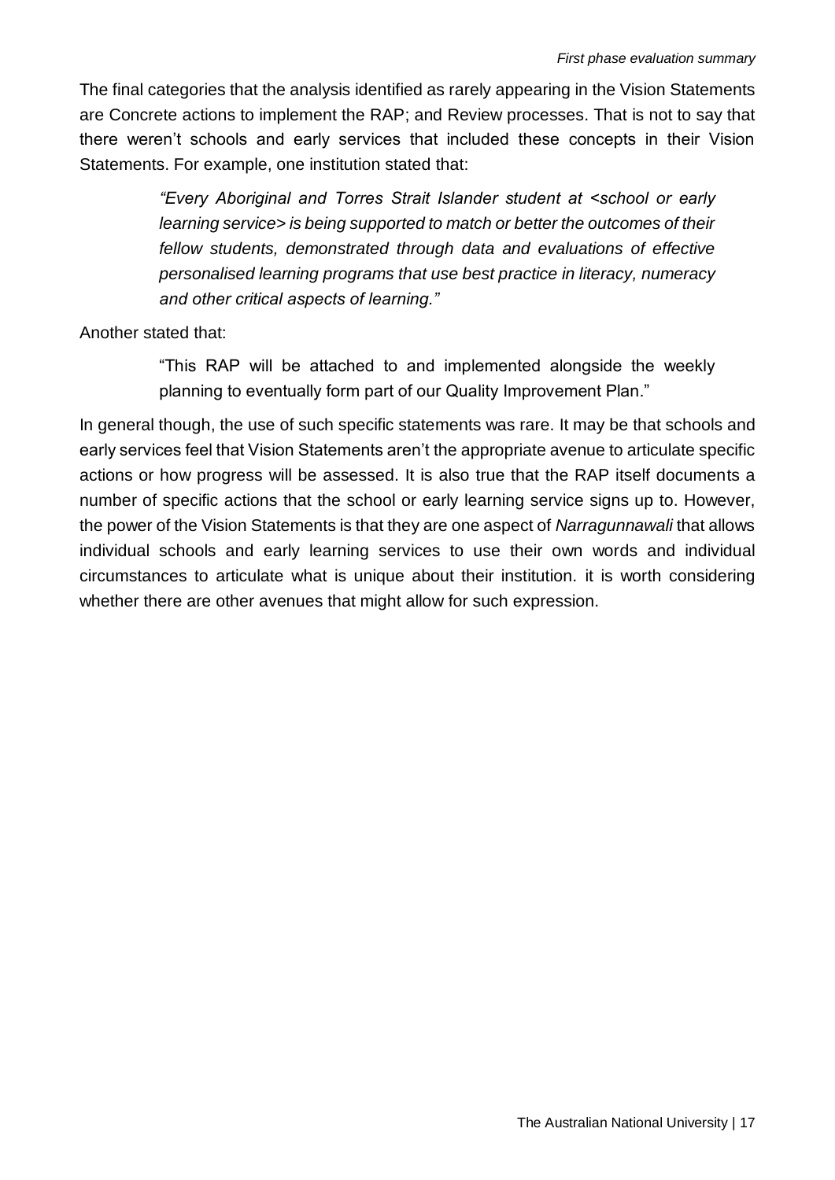The final categories that the analysis identified as rarely appearing in the Vision Statements are Concrete actions to implement the RAP; and Review processes. That is not to say that there weren't schools and early services that included these concepts in their Vision Statements. For example, one institution stated that:

> *"Every Aboriginal and Torres Strait Islander student at <school or early learning service> is being supported to match or better the outcomes of their fellow students, demonstrated through data and evaluations of effective personalised learning programs that use best practice in literacy, numeracy and other critical aspects of learning."*

Another stated that:

> "This RAP will be attached to and implemented alongside the weekly planning to eventually form part of our Quality Improvement Plan."

In general though, the use of such specific statements was rare. It may be that schools and early services feel that Vision Statements aren't the appropriate avenue to articulate specific actions or how progress will be assessed. It is also true that the RAP itself documents a number of specific actions that the school or early learning service signs up to. However, the power of the Vision Statements is that they are one aspect of *Narragunnawali* that allows individual schools and early learning services to use their own words and individual circumstances to articulate what is unique about their institution. it is worth considering whether there are other avenues that might allow for such expression.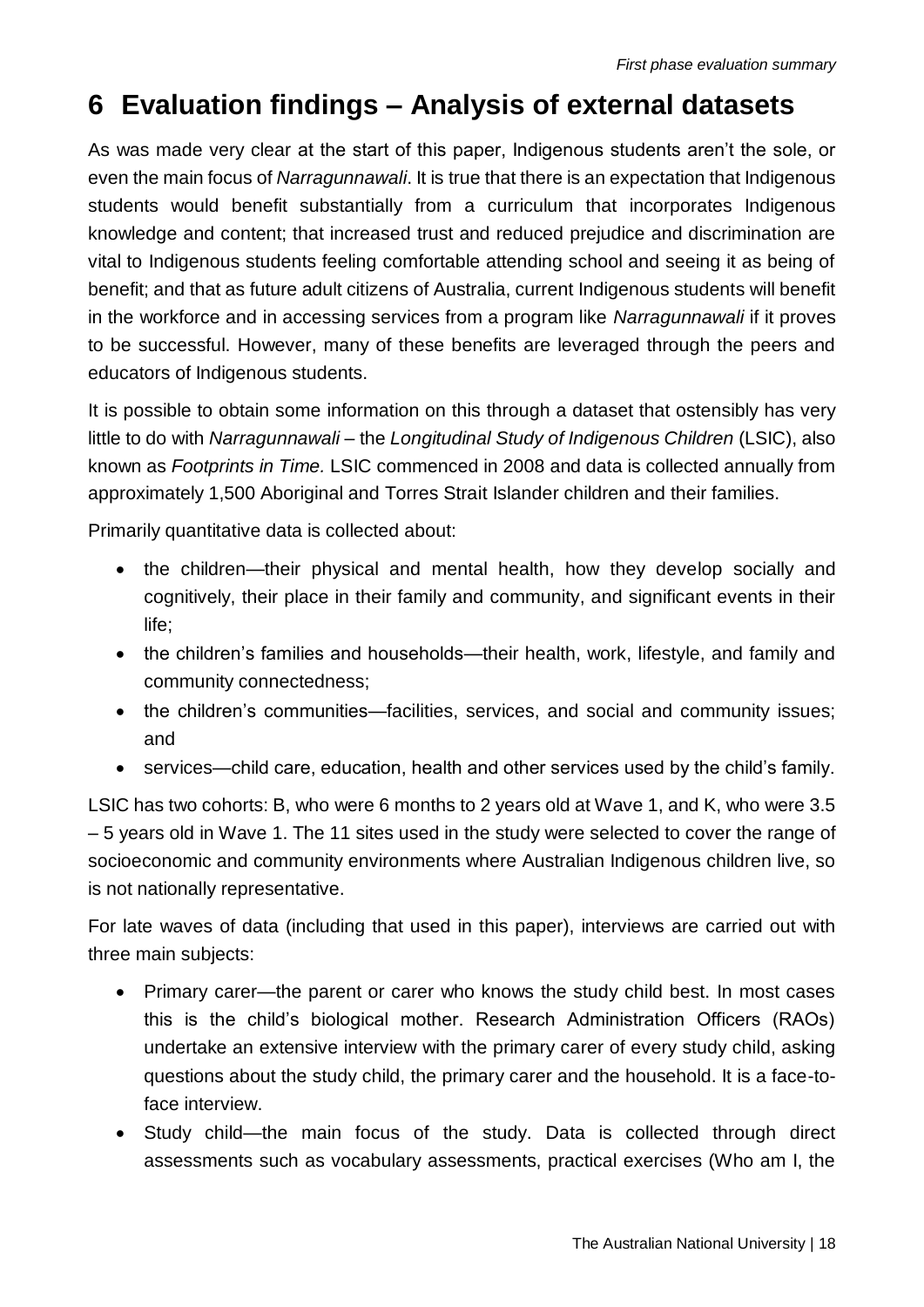# 6 Evaluation findings – Analysis of external datasets

As was made very clear at the start of this paper, Indigenous students aren't the sole, or even the main focus of *Narragunnawali*. It is true that there is an expectation that Indigenous students would benefit substantially from a curriculum that incorporates Indigenous knowledge and content; that increased trust and reduced prejudice and discrimination are vital to Indigenous students feeling comfortable attending school and seeing it as being of benefit; and that as future adult citizens of Australia, current Indigenous students will benefit in the workforce and in accessing services from a program like *Narragunnawali* if it proves to be successful. However, many of these benefits are leveraged through the peers and educators of Indigenous students.

It is possible to obtain some information on this through a dataset that ostensibly has very little to do with *Narragunnawali* – the *Longitudinal Study of Indigenous Children* (LSIC), also known as *Footprints in Time.* LSIC commenced in 2008 and data is collected annually from approximately 1,500 Aboriginal and Torres Strait Islander children and their families.

Primarily quantitative data is collected about:

- the children—their physical and mental health, how they develop socially and cognitively, their place in their family and community, and significant events in their life;
- the children's families and households—their health, work, lifestyle, and family and community connectedness;
- the children's communities—facilities, services, and social and community issues; and
- services—child care, education, health and other services used by the child's family.

LSIC has two cohorts: B, who were 6 months to 2 years old at Wave 1, and K, who were 3.5 – 5 years old in Wave 1. The 11 sites used in the study were selected to cover the range of socioeconomic and community environments where Australian Indigenous children live, so is not nationally representative.

For late waves of data (including that used in this paper), interviews are carried out with three main subjects:

- Primary carer—the parent or carer who knows the study child best. In most cases this is the child's biological mother. Research Administration Officers (RAOs) undertake an extensive interview with the primary carer of every study child, asking questions about the study child, the primary carer and the household. It is a face-to-face interview.
- Study child—the main focus of the study. Data is collected through direct assessments such as vocabulary assessments, practical exercises (Who am I, the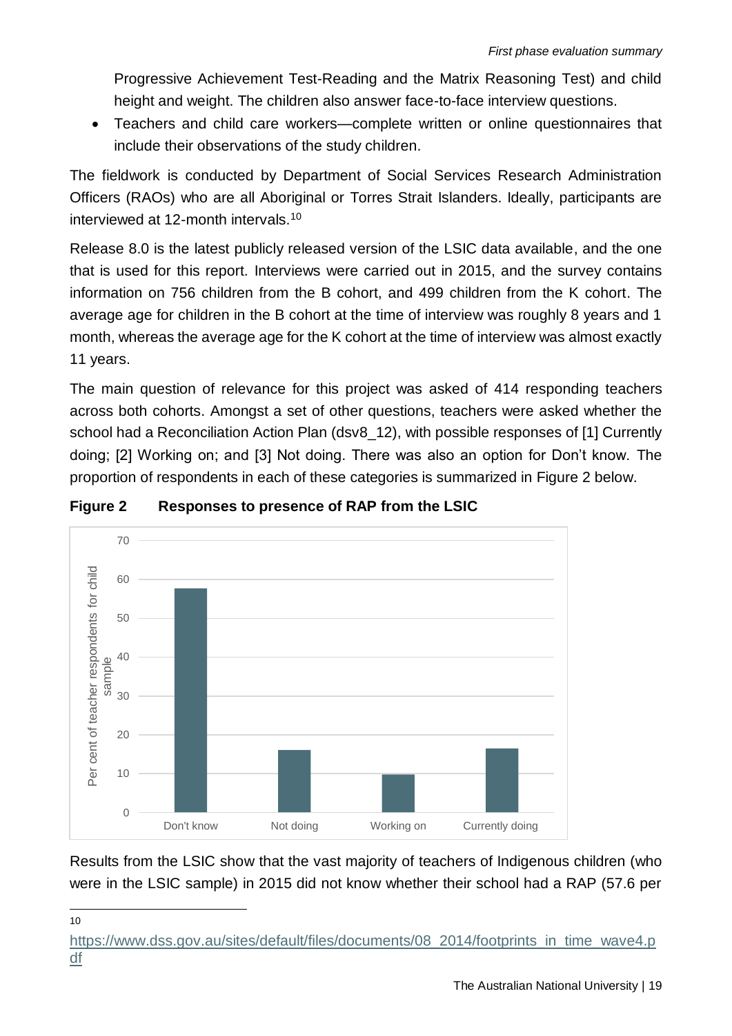Progressive Achievement Test-Reading and the Matrix Reasoning Test) and child height and weight. The children also answer face-to-face interview questions.

- Teachers and child care workers—complete written or online questionnaires that include their observations of the study children.

The fieldwork is conducted by Department of Social Services Research Administration Officers (RAOs) who are all Aboriginal or Torres Strait Islanders. Ideally, participants are interviewed at 12-month intervals.[10]

Release 8.0 is the latest publicly released version of the LSIC data available, and the one that is used for this report. Interviews were carried out in 2015, and the survey contains information on 756 children from the B cohort, and 499 children from the K cohort. The average age for children in the B cohort at the time of interview was roughly 8 years and 1 month, whereas the average age for the K cohort at the time of interview was almost exactly 11 years.

The main question of relevance for this project was asked of 414 responding teachers across both cohorts. Amongst a set of other questions, teachers were asked whether the school had a Reconciliation Action Plan (dsv8_12), with possible responses of [1] Currently doing; [2] Working on; and [3] Not doing. There was also an option for Don't know. The proportion of respondents in each of these categories is summarized in Figure 2 below.

**Figure 2 Responses to presence of RAP from the LSIC**

Results from the LSIC show that the vast majority of teachers of Indigenous children (who were in the LSIC sample) in 2015 did not know whether their school had a RAP (57.6 per

---

[10] https://www.dss.gov.au/sites/default/files/documents/08_2014/footprints_in_time_wave4.pdf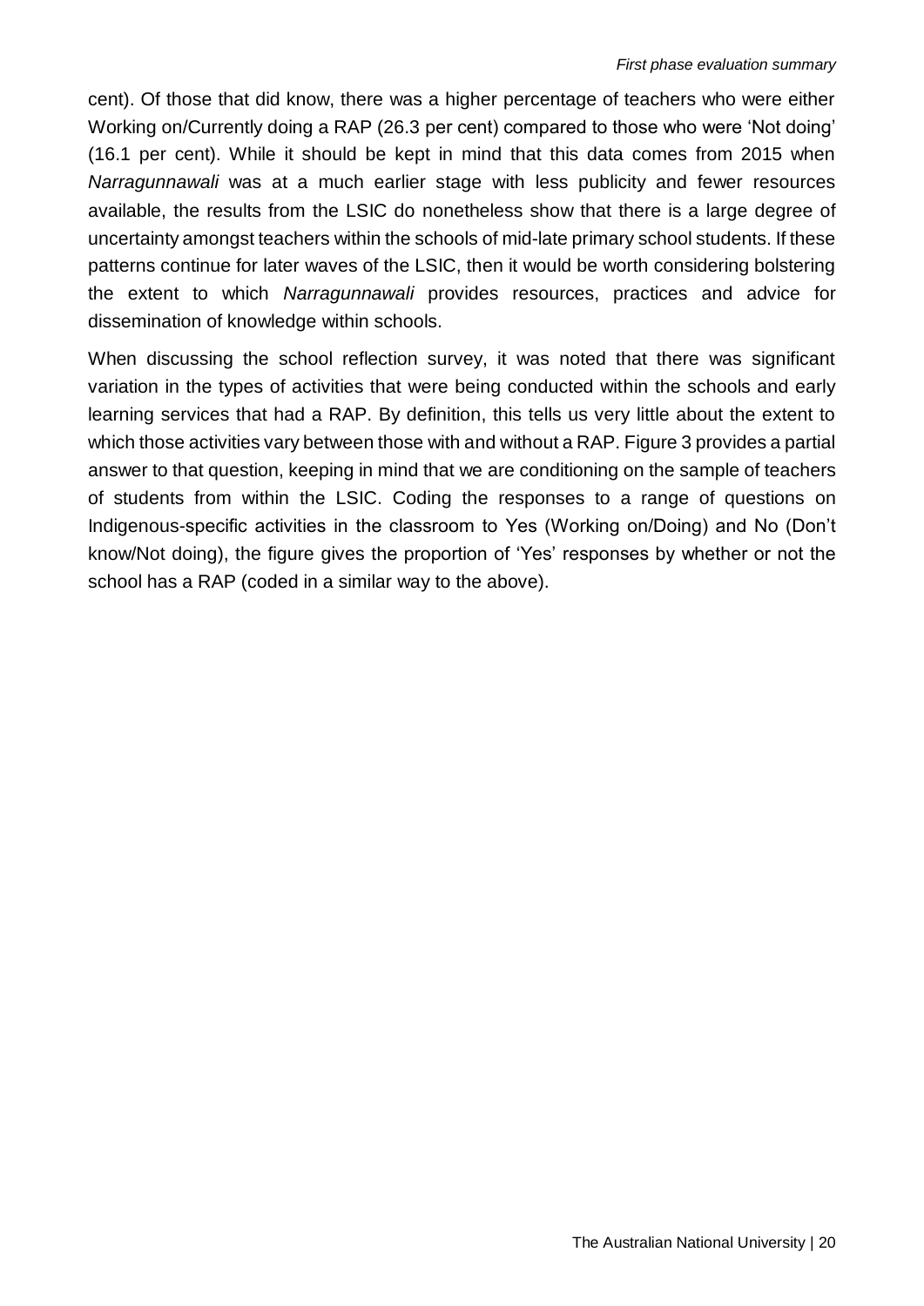cent). Of those that did know, there was a higher percentage of teachers who were either Working on/Currently doing a RAP (26.3 per cent) compared to those who were 'Not doing' (16.1 per cent). While it should be kept in mind that this data comes from 2015 when *Narragunnawali* was at a much earlier stage with less publicity and fewer resources available, the results from the LSIC do nonetheless show that there is a large degree of uncertainty amongst teachers within the schools of mid-late primary school students. If these patterns continue for later waves of the LSIC, then it would be worth considering bolstering the extent to which *Narragunnawali* provides resources, practices and advice for dissemination of knowledge within schools.

When discussing the school reflection survey, it was noted that there was significant variation in the types of activities that were being conducted within the schools and early learning services that had a RAP. By definition, this tells us very little about the extent to which those activities vary between those with and without a RAP. Figure 3 provides a partial answer to that question, keeping in mind that we are conditioning on the sample of teachers of students from within the LSIC. Coding the responses to a range of questions on Indigenous-specific activities in the classroom to Yes (Working on/Doing) and No (Don't know/Not doing), the figure gives the proportion of 'Yes' responses by whether or not the school has a RAP (coded in a similar way to the above).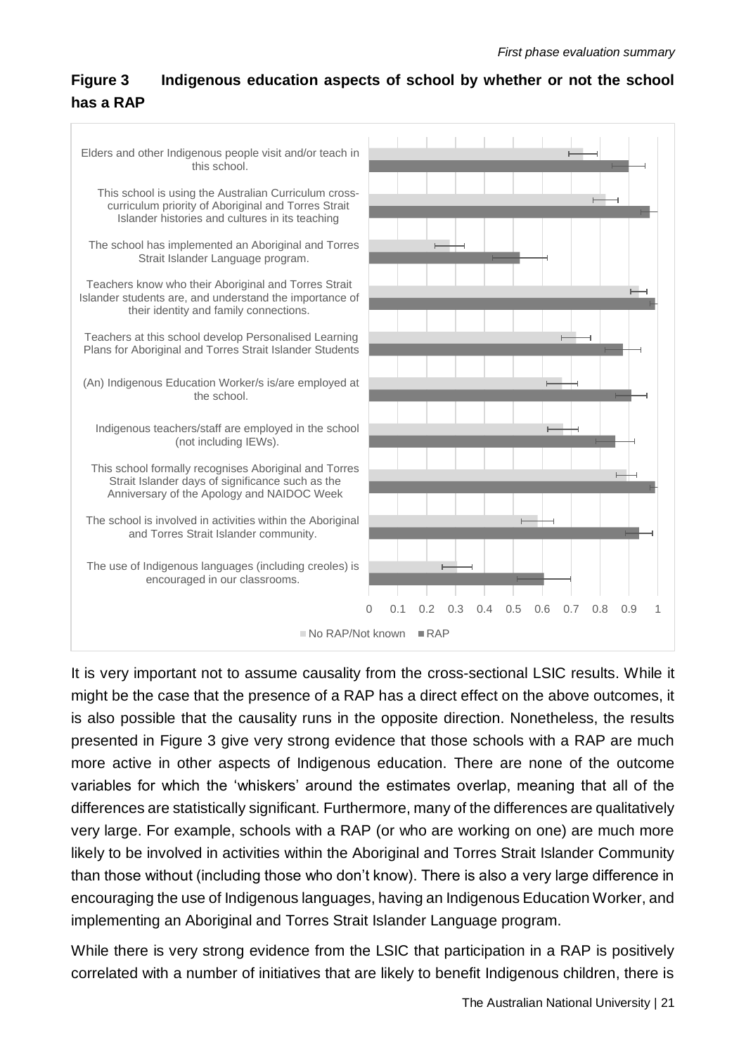**Figure 3 Indigenous education aspects of school by whether or not the school has a RAP**

Elders and other Indigenous people visit and/or teach in this school.

This school is using the Australian Curriculum cross-curriculum priority of Aboriginal and Torres Strait Islander histories and cultures in its teaching

The school has implemented an Aboriginal and Torres Strait Islander Language program.

Teachers know who their Aboriginal and Torres Strait Islander students are, and understand the importance of their identity and family connections.

Teachers at this school develop Personalised Learning Plans for Aboriginal and Torres Strait Islander Students

(An) Indigenous Education Worker/s is/are employed at the school.

Indigenous teachers/staff are employed in the school (not including IEWs).

This school formally recognises Aboriginal and Torres Strait Islander days of significance such as the Anniversary of the Apology and NAIDOC Week

The school is involved in activities within the Aboriginal and Torres Strait Islander community.

The use of Indigenous languages (including creoles) is encouraged in our classrooms.

0 0.1 0.2 0.3 0.4 0.5 0.6 0.7 0.8 0.9 1

No RAP/Not known RAP

It is very important not to assume causality from the cross-sectional LSIC results. While it might be the case that the presence of a RAP has a direct effect on the above outcomes, it is also possible that the causality runs in the opposite direction. Nonetheless, the results presented in Figure 3 give very strong evidence that those schools with a RAP are much more active in other aspects of Indigenous education. There are none of the outcome variables for which the 'whiskers' around the estimates overlap, meaning that all of the differences are statistically significant. Furthermore, many of the differences are qualitatively very large. For example, schools with a RAP (or who are working on one) are much more likely to be involved in activities within the Aboriginal and Torres Strait Islander Community than those without (including those who don't know). There is also a very large difference in encouraging the use of Indigenous languages, having an Indigenous Education Worker, and implementing an Aboriginal and Torres Strait Islander Language program.

While there is very strong evidence from the LSIC that participation in a RAP is positively correlated with a number of initiatives that are likely to benefit Indigenous children, there is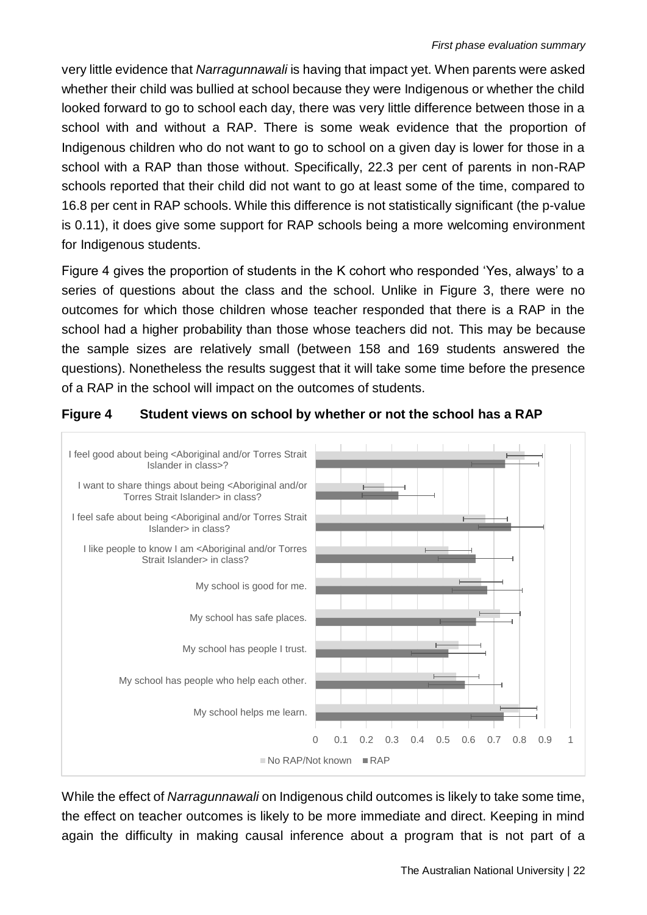very little evidence that *Narragunnawali* is having that impact yet. When parents were asked whether their child was bullied at school because they were Indigenous or whether the child looked forward to go to school each day, there was very little difference between those in a school with and without a RAP. There is some weak evidence that the proportion of Indigenous children who do not want to go to school on a given day is lower for those in a school with a RAP than those without. Specifically, 22.3 per cent of parents in non-RAP schools reported that their child did not want to go at least some of the time, compared to 16.8 per cent in RAP schools. While this difference is not statistically significant (the p-value is 0.11), it does give some support for RAP schools being a more welcoming environment for Indigenous students.

Figure 4 gives the proportion of students in the K cohort who responded 'Yes, always' to a series of questions about the class and the school. Unlike in Figure 3, there were no outcomes for which those children whose teacher responded that there is a RAP in the school had a higher probability than those whose teachers did not. This may be because the sample sizes are relatively small (between 158 and 169 students answered the questions). Nonetheless the results suggest that it will take some time before the presence of a RAP in the school will impact on the outcomes of students.

**Figure 4 Student views on school by whether or not the school has a RAP**

While the effect of *Narragunnawali* on Indigenous child outcomes is likely to take some time, the effect on teacher outcomes is likely to be more immediate and direct. Keeping in mind again the difficulty in making causal inference about a program that is not part of a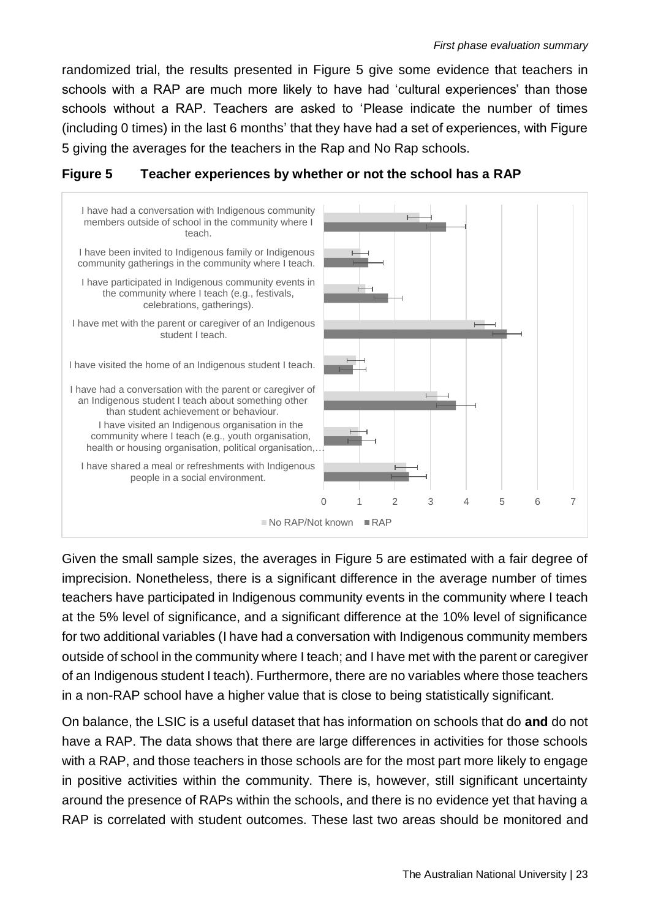randomized trial, the results presented in Figure 5 give some evidence that teachers in schools with a RAP are much more likely to have had 'cultural experiences' than those schools without a RAP. Teachers are asked to 'Please indicate the number of times (including 0 times) in the last 6 months' that they have had a set of experiences, with Figure 5 giving the averages for the teachers in the Rap and No Rap schools.

**Figure 5 Teacher experiences by whether or not the school has a RAP**

Given the small sample sizes, the averages in Figure 5 are estimated with a fair degree of imprecision. Nonetheless, there is a significant difference in the average number of times teachers have participated in Indigenous community events in the community where I teach at the 5% level of significance, and a significant difference at the 10% level of significance for two additional variables (I have had a conversation with Indigenous community members outside of school in the community where I teach; and I have met with the parent or caregiver of an Indigenous student I teach). Furthermore, there are no variables where those teachers in a non-RAP school have a higher value that is close to being statistically significant.

On balance, the LSIC is a useful dataset that has information on schools that do **and** do not have a RAP. The data shows that there are large differences in activities for those schools with a RAP, and those teachers in those schools are for the most part more likely to engage in positive activities within the community. There is, however, still significant uncertainty around the presence of RAPs within the schools, and there is no evidence yet that having a RAP is correlated with student outcomes. These last two areas should be monitored and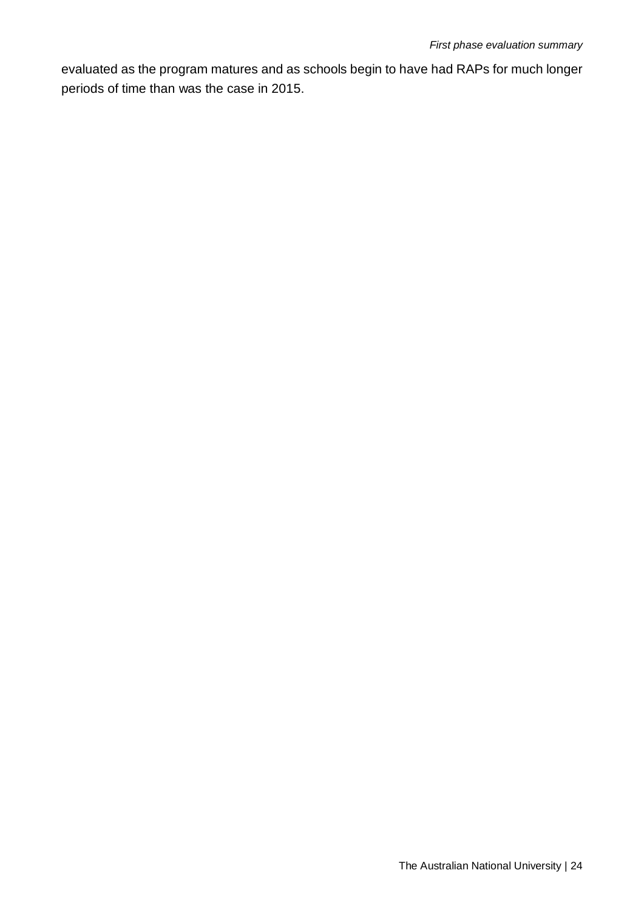evaluated as the program matures and as schools begin to have had RAPs for much longer periods of time than was the case in 2015.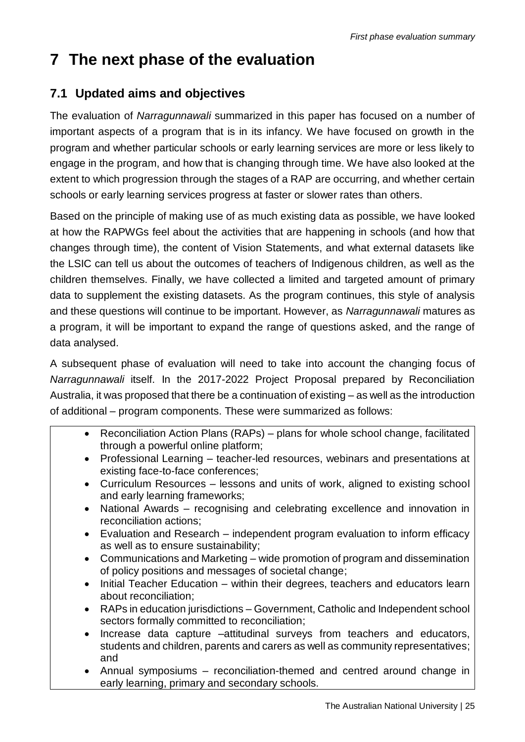# 7 The next phase of the evaluation

## 7.1 Updated aims and objectives

The evaluation of *Narragunnawali* summarized in this paper has focused on a number of important aspects of a program that is in its infancy. We have focused on growth in the program and whether particular schools or early learning services are more or less likely to engage in the program, and how that is changing through time. We have also looked at the extent to which progression through the stages of a RAP are occurring, and whether certain schools or early learning services progress at faster or slower rates than others.

Based on the principle of making use of as much existing data as possible, we have looked at how the RAPWGs feel about the activities that are happening in schools (and how that changes through time), the content of Vision Statements, and what external datasets like the LSIC can tell us about the outcomes of teachers of Indigenous children, as well as the children themselves. Finally, we have collected a limited and targeted amount of primary data to supplement the existing datasets. As the program continues, this style of analysis and these questions will continue to be important. However, as *Narragunnawali* matures as a program, it will be important to expand the range of questions asked, and the range of data analysed.

A subsequent phase of evaluation will need to take into account the changing focus of *Narragunnawali* itself. In the 2017-2022 Project Proposal prepared by Reconciliation Australia, it was proposed that there be a continuation of existing – as well as the introduction of additional – program components. These were summarized as follows:

- Reconciliation Action Plans (RAPs) – plans for whole school change, facilitated through a powerful online platform;
- Professional Learning – teacher-led resources, webinars and presentations at existing face-to-face conferences;
- Curriculum Resources – lessons and units of work, aligned to existing school and early learning frameworks;
- National Awards – recognising and celebrating excellence and innovation in reconciliation actions;
- Evaluation and Research – independent program evaluation to inform efficacy as well as to ensure sustainability;
- Communications and Marketing – wide promotion of program and dissemination of policy positions and messages of societal change;
- Initial Teacher Education – within their degrees, teachers and educators learn about reconciliation;
- RAPs in education jurisdictions – Government, Catholic and Independent school sectors formally committed to reconciliation;
- Increase data capture –attitudinal surveys from teachers and educators, students and children, parents and carers as well as community representatives; and
- Annual symposiums – reconciliation-themed and centred around change in early learning, primary and secondary schools.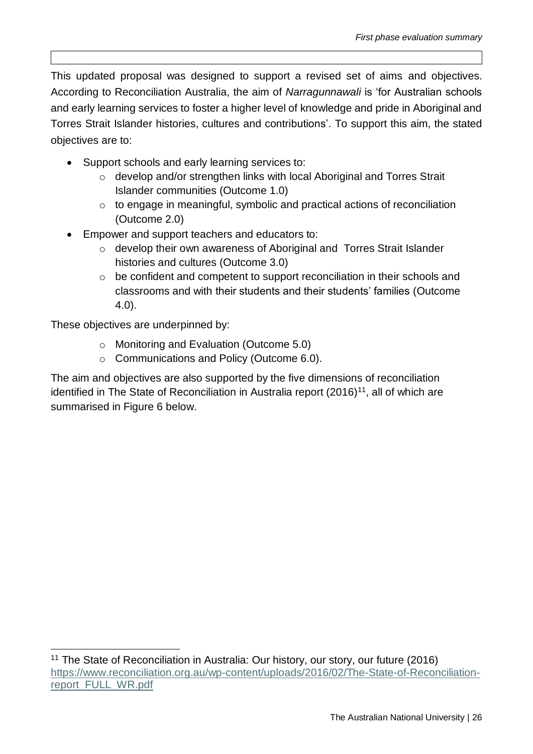This updated proposal was designed to support a revised set of aims and objectives. According to Reconciliation Australia, the aim of *Narragunnawali* is 'for Australian schools and early learning services to foster a higher level of knowledge and pride in Aboriginal and Torres Strait Islander histories, cultures and contributions'. To support this aim, the stated objectives are to:

- Support schools and early learning services to:
  - develop and/or strengthen links with local Aboriginal and Torres Strait Islander communities (Outcome 1.0)
  - to engage in meaningful, symbolic and practical actions of reconciliation (Outcome 2.0)
- Empower and support teachers and educators to:
  - develop their own awareness of Aboriginal and Torres Strait Islander histories and cultures (Outcome 3.0)
  - be confident and competent to support reconciliation in their schools and classrooms and with their students and their students' families (Outcome 4.0).

These objectives are underpinned by:

- Monitoring and Evaluation (Outcome 5.0)
- Communications and Policy (Outcome 6.0).

The aim and objectives are also supported by the five dimensions of reconciliation identified in The State of Reconciliation in Australia report (2016)[11], all of which are summarised in Figure 6 below.

[11] The State of Reconciliation in Australia: Our history, our story, our future (2016) https://www.reconciliation.org.au/wp-content/uploads/2016/02/The-State-of-Reconciliation-report_FULL_WR.pdf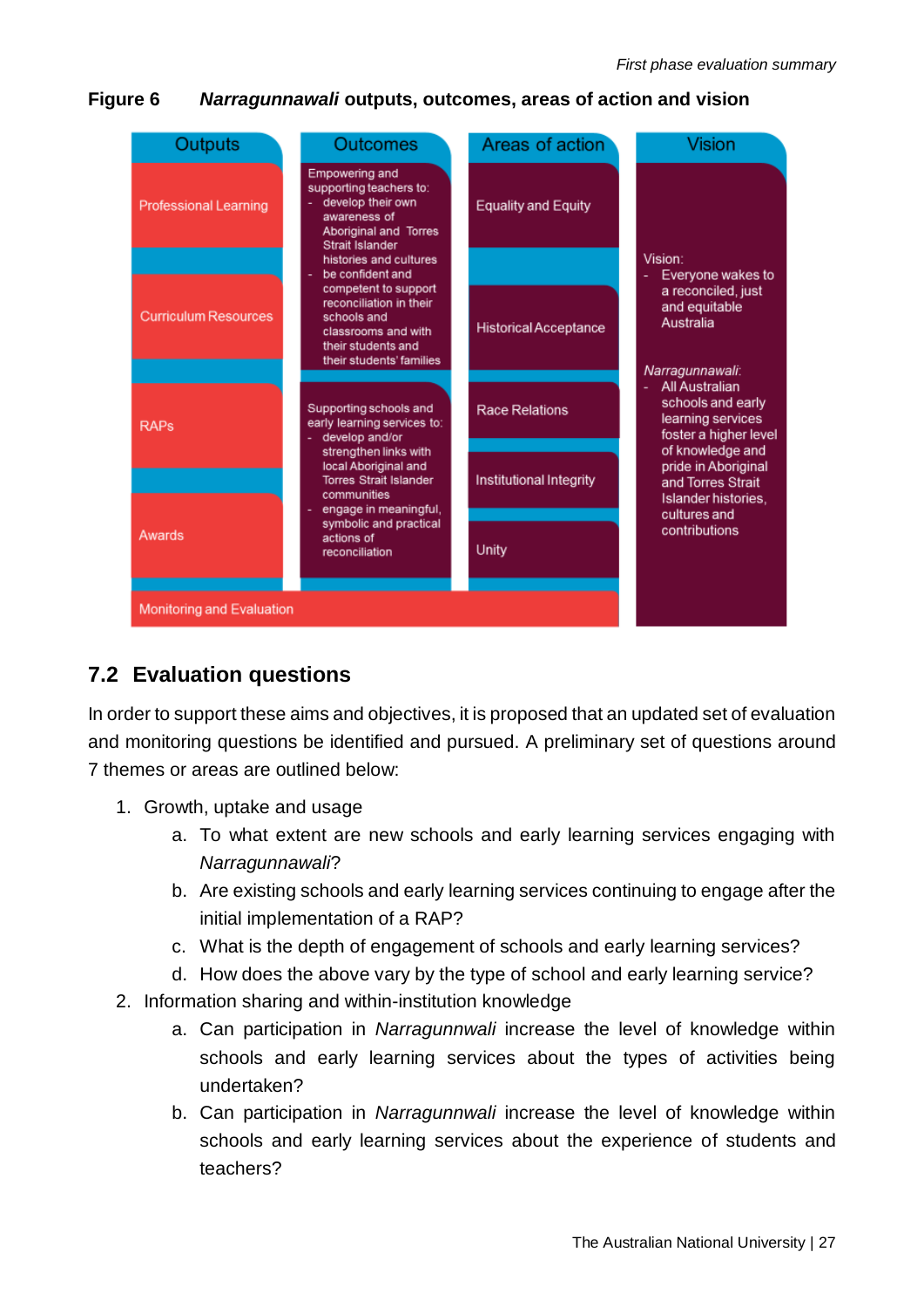**Figure 6** ***Narragunnawali* outputs, outcomes, areas of action and vision**

| Outputs | Outcomes | Areas of action | Vision |
| --- | --- | --- | --- |
| Professional Learning<br>Curriculum Resources | Empowering and supporting teachers to:<br>- develop their own awareness of Aboriginal and Torres Strait Islander histories and cultures<br>- be confident and competent to support reconciliation in their schools and classrooms and with their students and their students' families | Equality and Equity<br>Historical Acceptance | Vision:<br>- Everyone wakes to a reconciled, just and equitable Australia<br><br>*Narragunnawali*:<br>- All Australian schools and early learning services foster a higher level of knowledge and pride in Aboriginal and Torres Strait Islander histories, cultures and contributions |
| RAPs<br>Awards | Supporting schools and early learning services to:<br>- develop and/or strengthen links with local Aboriginal and Torres Strait Islander communities<br>- engage in meaningful, symbolic and practical actions of reconciliation | Race Relations<br>Institutional Integrity<br>Unity | |
| Monitoring and Evaluation | | | |

## 7.2 Evaluation questions

In order to support these aims and objectives, it is proposed that an updated set of evaluation and monitoring questions be identified and pursued. A preliminary set of questions around 7 themes or areas are outlined below:

1. Growth, uptake and usage
   a. To what extent are new schools and early learning services engaging with *Narragunnawali*?
   b. Are existing schools and early learning services continuing to engage after the initial implementation of a RAP?
   c. What is the depth of engagement of schools and early learning services?
   d. How does the above vary by the type of school and early learning service?
2. Information sharing and within-institution knowledge
   a. Can participation in *Narragunnwali* increase the level of knowledge within schools and early learning services about the types of activities being undertaken?
   b. Can participation in *Narragunnwali* increase the level of knowledge within schools and early learning services about the experience of students and teachers?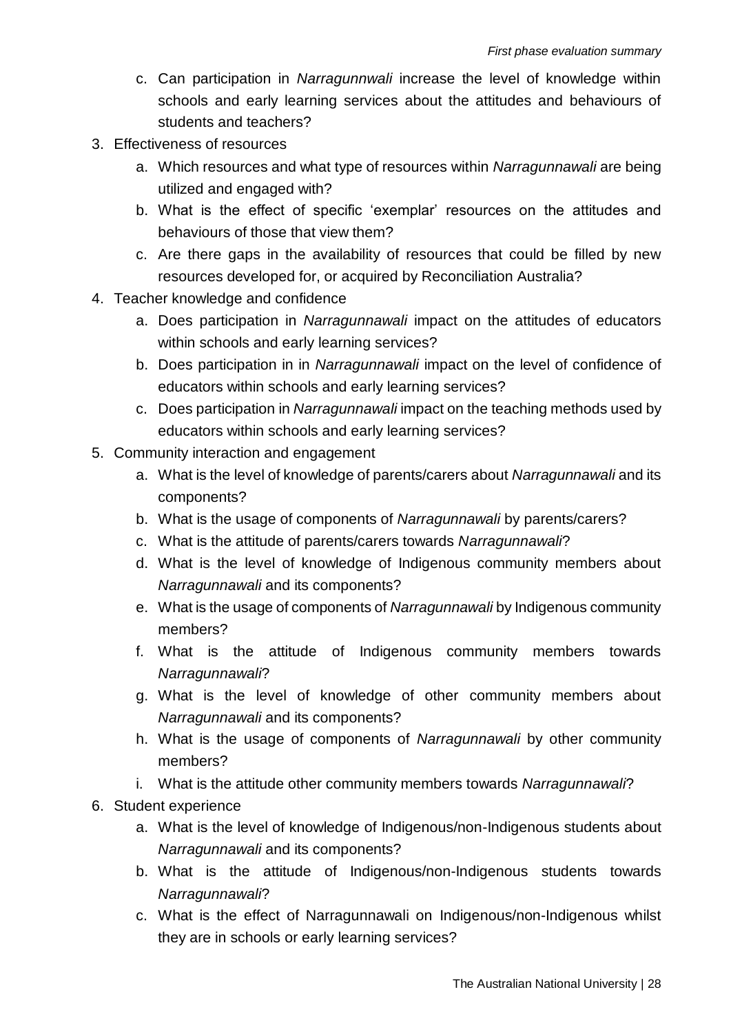c. Can participation in *Narragunnwali* increase the level of knowledge within schools and early learning services about the attitudes and behaviours of students and teachers?

3. Effectiveness of resources
   a. Which resources and what type of resources within *Narragunnawali* are being utilized and engaged with?
   b. What is the effect of specific 'exemplar' resources on the attitudes and behaviours of those that view them?
   c. Are there gaps in the availability of resources that could be filled by new resources developed for, or acquired by Reconciliation Australia?
4. Teacher knowledge and confidence
   a. Does participation in *Narragunnawali* impact on the attitudes of educators within schools and early learning services?
   b. Does participation in in *Narragunnawali* impact on the level of confidence of educators within schools and early learning services?
   c. Does participation in *Narragunnawali* impact on the teaching methods used by educators within schools and early learning services?
5. Community interaction and engagement
   a. What is the level of knowledge of parents/carers about *Narragunnawali* and its components?
   b. What is the usage of components of *Narragunnawali* by parents/carers?
   c. What is the attitude of parents/carers towards *Narragunnawali*?
   d. What is the level of knowledge of Indigenous community members about *Narragunnawali* and its components?
   e. What is the usage of components of *Narragunnawali* by Indigenous community members?
   f. What is the attitude of Indigenous community members towards *Narragunnawali*?
   g. What is the level of knowledge of other community members about *Narragunnawali* and its components?
   h. What is the usage of components of *Narragunnawali* by other community members?
   i. What is the attitude other community members towards *Narragunnawali*?
6. Student experience
   a. What is the level of knowledge of Indigenous/non-Indigenous students about *Narragunnawali* and its components?
   b. What is the attitude of Indigenous/non-Indigenous students towards *Narragunnawali*?
   c. What is the effect of Narragunnawali on Indigenous/non-Indigenous whilst they are in schools or early learning services?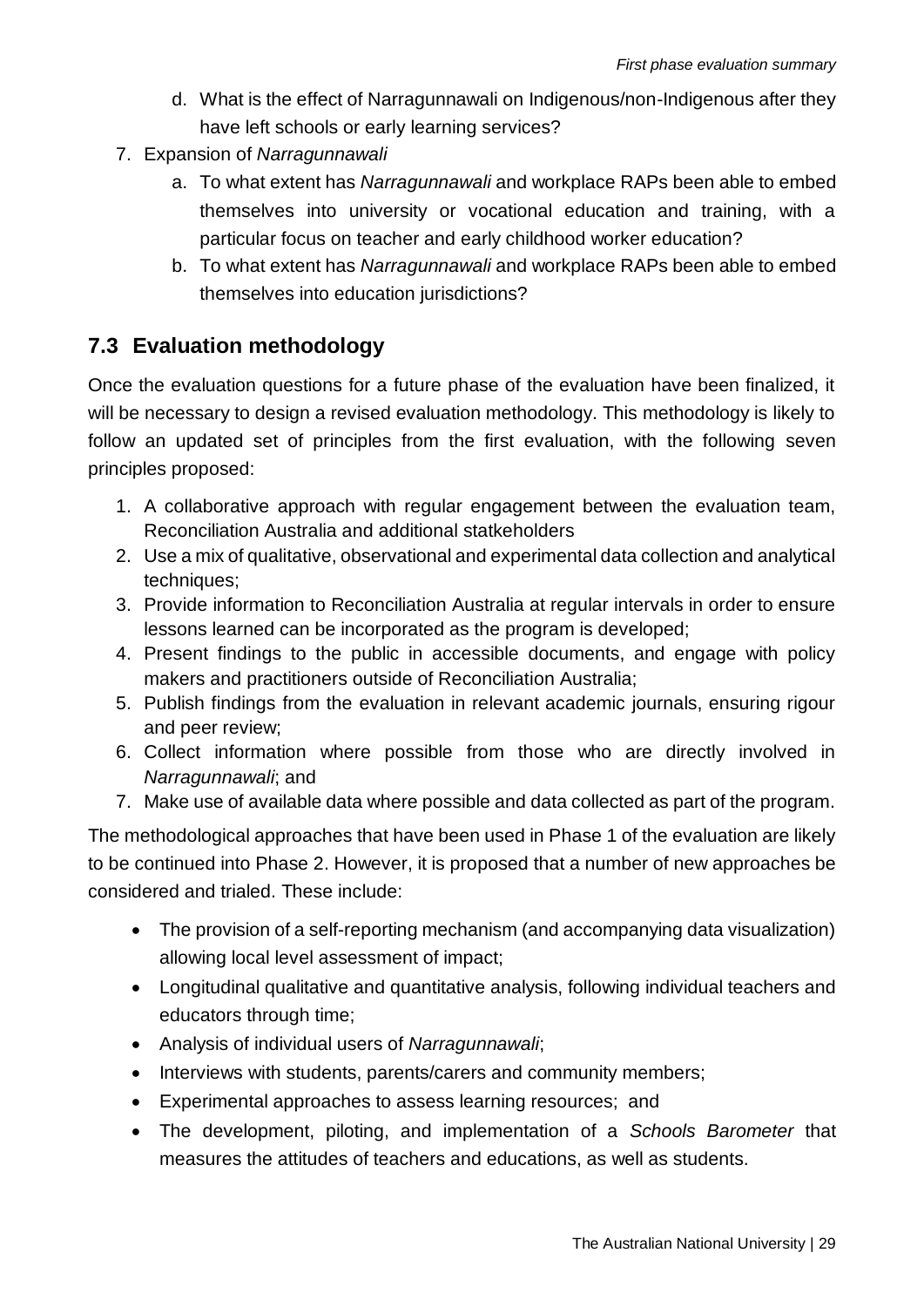d. What is the effect of Narragunnawali on Indigenous/non-Indigenous after they have left schools or early learning services?

7. Expansion of *Narragunnawali*

   a. To what extent has *Narragunnawali* and workplace RAPs been able to embed themselves into university or vocational education and training, with a particular focus on teacher and early childhood worker education?

   b. To what extent has *Narragunnawali* and workplace RAPs been able to embed themselves into education jurisdictions?

## 7.3 Evaluation methodology

Once the evaluation questions for a future phase of the evaluation have been finalized, it will be necessary to design a revised evaluation methodology. This methodology is likely to follow an updated set of principles from the first evaluation, with the following seven principles proposed:

1. A collaborative approach with regular engagement between the evaluation team, Reconciliation Australia and additional statkeholders
2. Use a mix of qualitative, observational and experimental data collection and analytical techniques;
3. Provide information to Reconciliation Australia at regular intervals in order to ensure lessons learned can be incorporated as the program is developed;
4. Present findings to the public in accessible documents, and engage with policy makers and practitioners outside of Reconciliation Australia;
5. Publish findings from the evaluation in relevant academic journals, ensuring rigour and peer review;
6. Collect information where possible from those who are directly involved in *Narragunnawali*; and
7. Make use of available data where possible and data collected as part of the program.

The methodological approaches that have been used in Phase 1 of the evaluation are likely to be continued into Phase 2. However, it is proposed that a number of new approaches be considered and trialed. These include:

- The provision of a self-reporting mechanism (and accompanying data visualization) allowing local level assessment of impact;
- Longitudinal qualitative and quantitative analysis, following individual teachers and educators through time;
- Analysis of individual users of *Narragunnawali*;
- Interviews with students, parents/carers and community members;
- Experimental approaches to assess learning resources; and
- The development, piloting, and implementation of a *Schools Barometer* that measures the attitudes of teachers and educations, as well as students.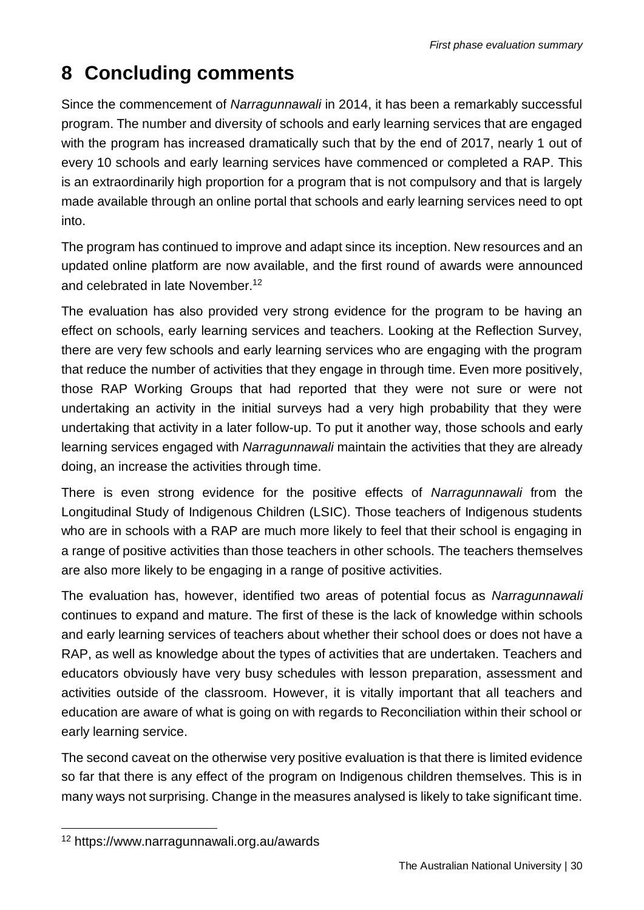# 8 Concluding comments

Since the commencement of *Narragunnawali* in 2014, it has been a remarkably successful program. The number and diversity of schools and early learning services that are engaged with the program has increased dramatically such that by the end of 2017, nearly 1 out of every 10 schools and early learning services have commenced or completed a RAP. This is an extraordinarily high proportion for a program that is not compulsory and that is largely made available through an online portal that schools and early learning services need to opt into.

The program has continued to improve and adapt since its inception. New resources and an updated online platform are now available, and the first round of awards were announced and celebrated in late November.[12]

The evaluation has also provided very strong evidence for the program to be having an effect on schools, early learning services and teachers. Looking at the Reflection Survey, there are very few schools and early learning services who are engaging with the program that reduce the number of activities that they engage in through time. Even more positively, those RAP Working Groups that had reported that they were not sure or were not undertaking an activity in the initial surveys had a very high probability that they were undertaking that activity in a later follow-up. To put it another way, those schools and early learning services engaged with *Narragunnawali* maintain the activities that they are already doing, an increase the activities through time.

There is even strong evidence for the positive effects of *Narragunnawali* from the Longitudinal Study of Indigenous Children (LSIC). Those teachers of Indigenous students who are in schools with a RAP are much more likely to feel that their school is engaging in a range of positive activities than those teachers in other schools. The teachers themselves are also more likely to be engaging in a range of positive activities.

The evaluation has, however, identified two areas of potential focus as *Narragunnawali* continues to expand and mature. The first of these is the lack of knowledge within schools and early learning services of teachers about whether their school does or does not have a RAP, as well as knowledge about the types of activities that are undertaken. Teachers and educators obviously have very busy schedules with lesson preparation, assessment and activities outside of the classroom. However, it is vitally important that all teachers and education are aware of what is going on with regards to Reconciliation within their school or early learning service.

The second caveat on the otherwise very positive evaluation is that there is limited evidence so far that there is any effect of the program on Indigenous children themselves. This is in many ways not surprising. Change in the measures analysed is likely to take significant time.

---

[12] https://www.narragunnawali.org.au/awards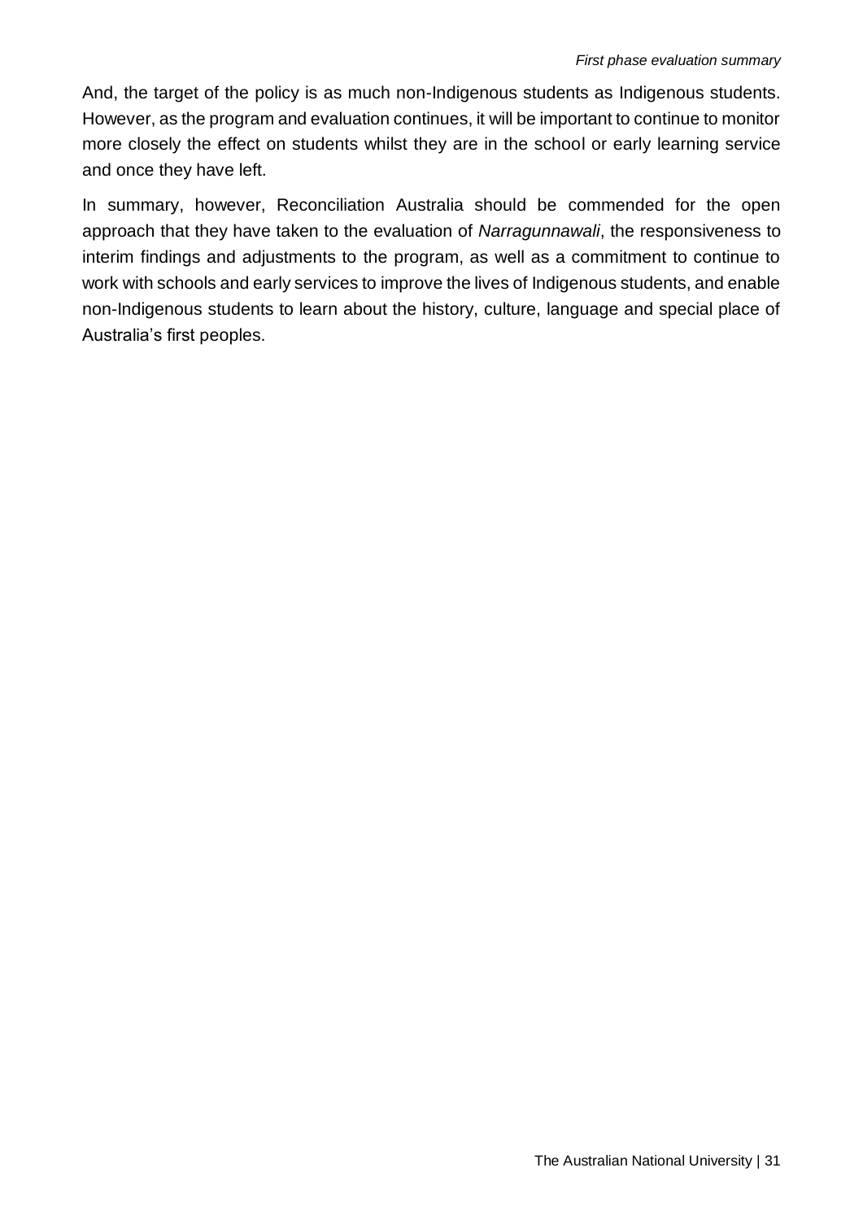And, the target of the policy is as much non-Indigenous students as Indigenous students. However, as the program and evaluation continues, it will be important to continue to monitor more closely the effect on students whilst they are in the school or early learning service and once they have left.

In summary, however, Reconciliation Australia should be commended for the open approach that they have taken to the evaluation of *Narragunnawali*, the responsiveness to interim findings and adjustments to the program, as well as a commitment to continue to work with schools and early services to improve the lives of Indigenous students, and enable non-Indigenous students to learn about the history, culture, language and special place of Australia's first peoples.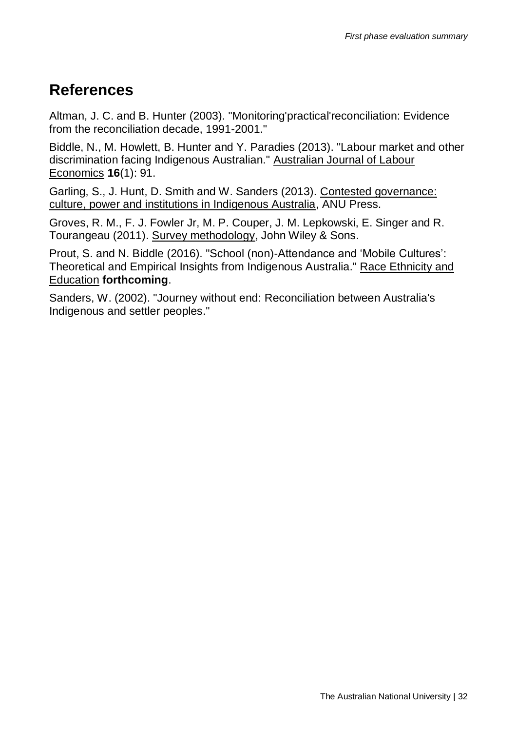## References

Altman, J. C. and B. Hunter (2003). "Monitoring'practical'reconciliation: Evidence from the reconciliation decade, 1991-2001."

Biddle, N., M. Howlett, B. Hunter and Y. Paradies (2013). "Labour market and other discrimination facing Indigenous Australian." Australian Journal of Labour Economics **16**(1): 91.

Garling, S., J. Hunt, D. Smith and W. Sanders (2013). Contested governance: culture, power and institutions in Indigenous Australia, ANU Press.

Groves, R. M., F. J. Fowler Jr, M. P. Couper, J. M. Lepkowski, E. Singer and R. Tourangeau (2011). Survey methodology, John Wiley & Sons.

Prout, S. and N. Biddle (2016). "School (non)-Attendance and 'Mobile Cultures': Theoretical and Empirical Insights from Indigenous Australia." Race Ethnicity and Education **forthcoming**.

Sanders, W. (2002). "Journey without end: Reconciliation between Australia's Indigenous and settler peoples."